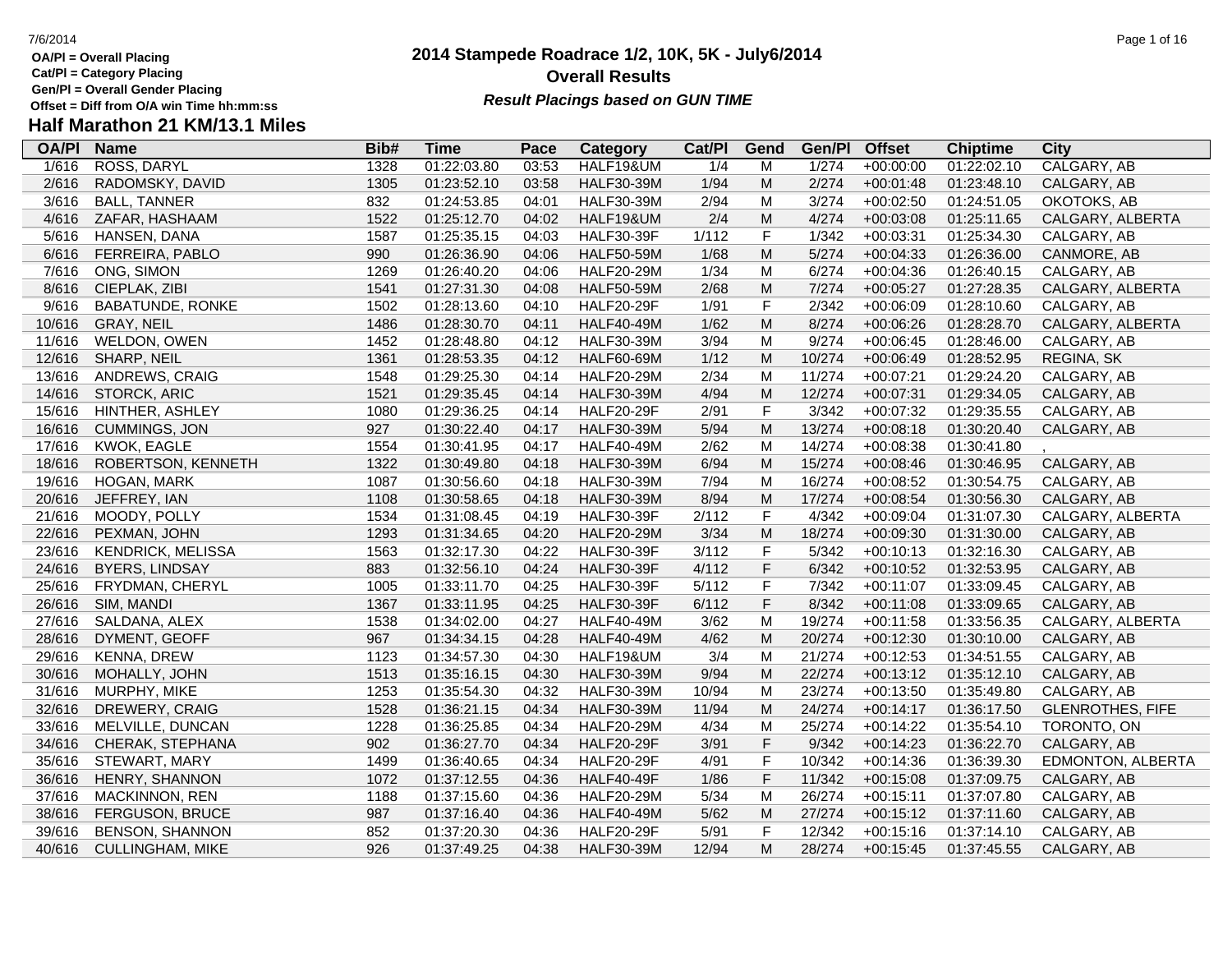OA/Pl = Overall Placing
Cat/Pl = Category Placing
Gen/Pl = Overall Gender Placing
Offset = Diff from O/A win Time hh:mm:ss

# 2014 Stampede Roadrace 1/2, 10K, 5K - July6/2014
## Overall Results
*Result Placings based on GUN TIME*

## Half Marathon 21 KM/13.1 Miles

| OA/Pl | Name | Bib# | Time | Pace | Category | Cat/Pl | Gend | Gen/Pl | Offset | Chiptime | City |
|---|---|---|---|---|---|---|---|---|---|---|---|
| 1/616 | ROSS, DARYL | 1328 | 01:22:03.80 | 03:53 | HALF19&UM | 1/4 | M | 1/274 | +00:00:00 | 01:22:02.10 | CALGARY, AB |
| 2/616 | RADOMSKY, DAVID | 1305 | 01:23:52.10 | 03:58 | HALF30-39M | 1/94 | M | 2/274 | +00:01:48 | 01:23:48.10 | CALGARY, AB |
| 3/616 | BALL, TANNER | 832 | 01:24:53.85 | 04:01 | HALF30-39M | 2/94 | M | 3/274 | +00:02:50 | 01:24:51.05 | OKOTOKS, AB |
| 4/616 | ZAFAR, HASHAAM | 1522 | 01:25:12.70 | 04:02 | HALF19&UM | 2/4 | M | 4/274 | +00:03:08 | 01:25:11.65 | CALGARY, ALBERTA |
| 5/616 | HANSEN, DANA | 1587 | 01:25:35.15 | 04:03 | HALF30-39F | 1/112 | F | 1/342 | +00:03:31 | 01:25:34.30 | CALGARY, AB |
| 6/616 | FERREIRA, PABLO | 990 | 01:26:36.90 | 04:06 | HALF50-59M | 1/68 | M | 5/274 | +00:04:33 | 01:26:36.00 | CANMORE, AB |
| 7/616 | ONG, SIMON | 1269 | 01:26:40.20 | 04:06 | HALF20-29M | 1/34 | M | 6/274 | +00:04:36 | 01:26:40.15 | CALGARY, AB |
| 8/616 | CIEPLAK, ZIBI | 1541 | 01:27:31.30 | 04:08 | HALF50-59M | 2/68 | M | 7/274 | +00:05:27 | 01:27:28.35 | CALGARY, ALBERTA |
| 9/616 | BABATUNDE, RONKE | 1502 | 01:28:13.60 | 04:10 | HALF20-29F | 1/91 | F | 2/342 | +00:06:09 | 01:28:10.60 | CALGARY, AB |
| 10/616 | GRAY, NEIL | 1486 | 01:28:30.70 | 04:11 | HALF40-49M | 1/62 | M | 8/274 | +00:06:26 | 01:28:28.70 | CALGARY, ALBERTA |
| 11/616 | WELDON, OWEN | 1452 | 01:28:48.80 | 04:12 | HALF30-39M | 3/94 | M | 9/274 | +00:06:45 | 01:28:46.00 | CALGARY, AB |
| 12/616 | SHARP, NEIL | 1361 | 01:28:53.35 | 04:12 | HALF60-69M | 1/12 | M | 10/274 | +00:06:49 | 01:28:52.95 | REGINA, SK |
| 13/616 | ANDREWS, CRAIG | 1548 | 01:29:25.30 | 04:14 | HALF20-29M | 2/34 | M | 11/274 | +00:07:21 | 01:29:24.20 | CALGARY, AB |
| 14/616 | STORCK, ARIC | 1521 | 01:29:35.45 | 04:14 | HALF30-39M | 4/94 | M | 12/274 | +00:07:31 | 01:29:34.05 | CALGARY, AB |
| 15/616 | HINTHER, ASHLEY | 1080 | 01:29:36.25 | 04:14 | HALF20-29F | 2/91 | F | 3/342 | +00:07:32 | 01:29:35.55 | CALGARY, AB |
| 16/616 | CUMMINGS, JON | 927 | 01:30:22.40 | 04:17 | HALF30-39M | 5/94 | M | 13/274 | +00:08:18 | 01:30:20.40 | CALGARY, AB |
| 17/616 | KWOK, EAGLE | 1554 | 01:30:41.95 | 04:17 | HALF40-49M | 2/62 | M | 14/274 | +00:08:38 | 01:30:41.80 | , |
| 18/616 | ROBERTSON, KENNETH | 1322 | 01:30:49.80 | 04:18 | HALF30-39M | 6/94 | M | 15/274 | +00:08:46 | 01:30:46.95 | CALGARY, AB |
| 19/616 | HOGAN, MARK | 1087 | 01:30:56.60 | 04:18 | HALF30-39M | 7/94 | M | 16/274 | +00:08:52 | 01:30:54.75 | CALGARY, AB |
| 20/616 | JEFFREY, IAN | 1108 | 01:30:58.65 | 04:18 | HALF30-39M | 8/94 | M | 17/274 | +00:08:54 | 01:30:56.30 | CALGARY, AB |
| 21/616 | MOODY, POLLY | 1534 | 01:31:08.45 | 04:19 | HALF30-39F | 2/112 | F | 4/342 | +00:09:04 | 01:31:07.30 | CALGARY, ALBERTA |
| 22/616 | PEXMAN, JOHN | 1293 | 01:31:34.65 | 04:20 | HALF20-29M | 3/34 | M | 18/274 | +00:09:30 | 01:31:30.00 | CALGARY, AB |
| 23/616 | KENDRICK, MELISSA | 1563 | 01:32:17.30 | 04:22 | HALF30-39F | 3/112 | F | 5/342 | +00:10:13 | 01:32:16.30 | CALGARY, AB |
| 24/616 | BYERS, LINDSAY | 883 | 01:32:56.10 | 04:24 | HALF30-39F | 4/112 | F | 6/342 | +00:10:52 | 01:32:53.95 | CALGARY, AB |
| 25/616 | FRYDMAN, CHERYL | 1005 | 01:33:11.70 | 04:25 | HALF30-39F | 5/112 | F | 7/342 | +00:11:07 | 01:33:09.45 | CALGARY, AB |
| 26/616 | SIM, MANDI | 1367 | 01:33:11.95 | 04:25 | HALF30-39F | 6/112 | F | 8/342 | +00:11:08 | 01:33:09.65 | CALGARY, AB |
| 27/616 | SALDANA, ALEX | 1538 | 01:34:02.00 | 04:27 | HALF40-49M | 3/62 | M | 19/274 | +00:11:58 | 01:33:56.35 | CALGARY, ALBERTA |
| 28/616 | DYMENT, GEOFF | 967 | 01:34:34.15 | 04:28 | HALF40-49M | 4/62 | M | 20/274 | +00:12:30 | 01:30:10.00 | CALGARY, AB |
| 29/616 | KENNA, DREW | 1123 | 01:34:57.30 | 04:30 | HALF19&UM | 3/4 | M | 21/274 | +00:12:53 | 01:34:51.55 | CALGARY, AB |
| 30/616 | MOHALLY, JOHN | 1513 | 01:35:16.15 | 04:30 | HALF30-39M | 9/94 | M | 22/274 | +00:13:12 | 01:35:12.10 | CALGARY, AB |
| 31/616 | MURPHY, MIKE | 1253 | 01:35:54.30 | 04:32 | HALF30-39M | 10/94 | M | 23/274 | +00:13:50 | 01:35:49.80 | CALGARY, AB |
| 32/616 | DREWERY, CRAIG | 1528 | 01:36:21.15 | 04:34 | HALF30-39M | 11/94 | M | 24/274 | +00:14:17 | 01:36:17.50 | GLENROTHES, FIFE |
| 33/616 | MELVILLE, DUNCAN | 1228 | 01:36:25.85 | 04:34 | HALF20-29M | 4/34 | M | 25/274 | +00:14:22 | 01:35:54.10 | TORONTO, ON |
| 34/616 | CHERAK, STEPHANA | 902 | 01:36:27.70 | 04:34 | HALF20-29F | 3/91 | F | 9/342 | +00:14:23 | 01:36:22.70 | CALGARY, AB |
| 35/616 | STEWART, MARY | 1499 | 01:36:40.65 | 04:34 | HALF20-29F | 4/91 | F | 10/342 | +00:14:36 | 01:36:39.30 | EDMONTON, ALBERTA |
| 36/616 | HENRY, SHANNON | 1072 | 01:37:12.55 | 04:36 | HALF40-49F | 1/86 | F | 11/342 | +00:15:08 | 01:37:09.75 | CALGARY, AB |
| 37/616 | MACKINNON, REN | 1188 | 01:37:15.60 | 04:36 | HALF20-29M | 5/34 | M | 26/274 | +00:15:11 | 01:37:07.80 | CALGARY, AB |
| 38/616 | FERGUSON, BRUCE | 987 | 01:37:16.40 | 04:36 | HALF40-49M | 5/62 | M | 27/274 | +00:15:12 | 01:37:11.60 | CALGARY, AB |
| 39/616 | BENSON, SHANNON | 852 | 01:37:20.30 | 04:36 | HALF20-29F | 5/91 | F | 12/342 | +00:15:16 | 01:37:14.10 | CALGARY, AB |
| 40/616 | CULLINGHAM, MIKE | 926 | 01:37:49.25 | 04:38 | HALF30-39M | 12/94 | M | 28/274 | +00:15:45 | 01:37:45.55 | CALGARY, AB |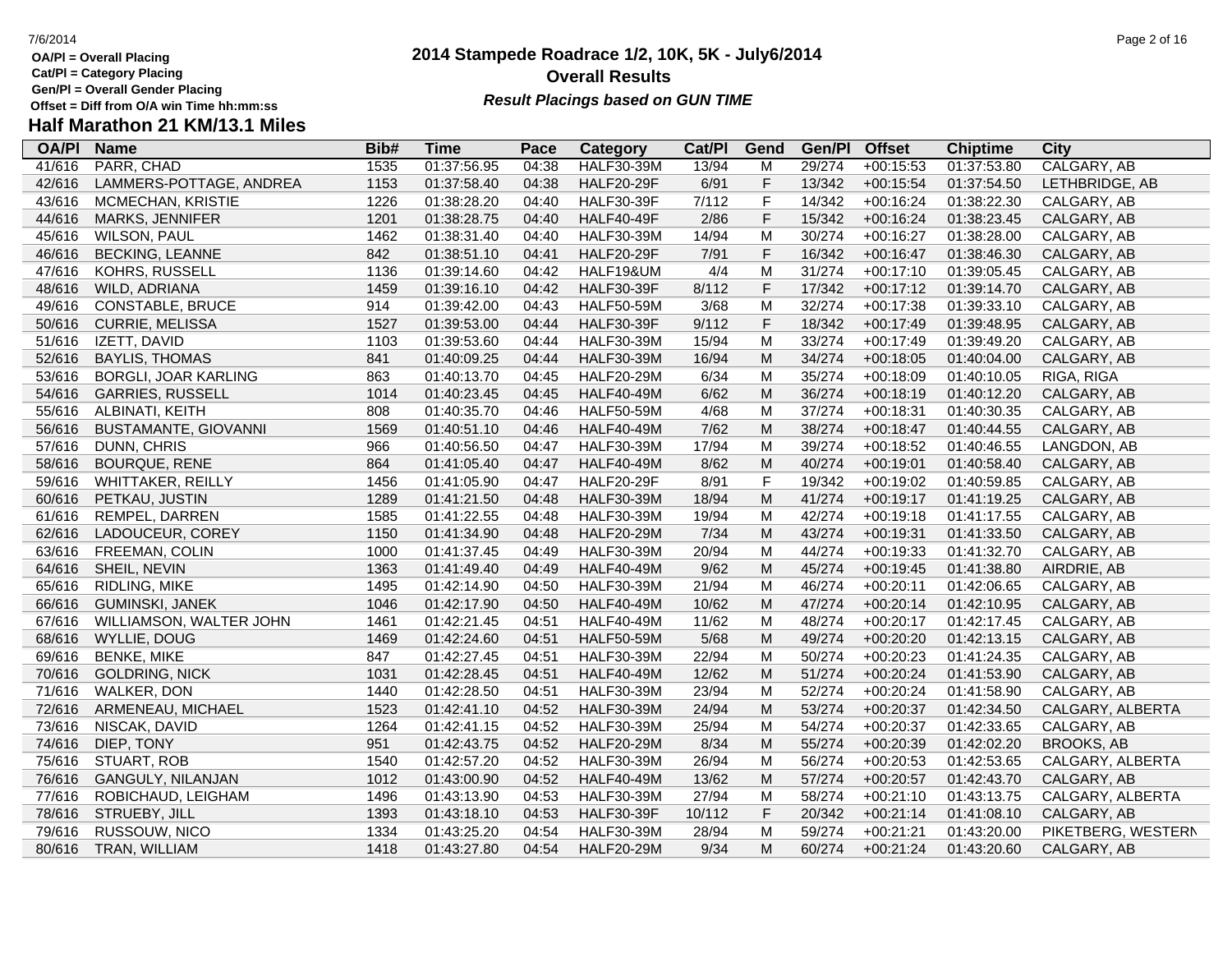OA/Pl = Overall Placing
Cat/Pl = Category Placing
Gen/Pl = Overall Gender Placing
Offset = Diff from O/A win Time hh:mm:ss

# 2014 Stampede Roadrace 1/2, 10K, 5K - July6/2014
## Overall Results
*Result Placings based on GUN TIME*

## Half Marathon 21 KM/13.1 Miles

| OA/Pl | Name | Bib# | Time | Pace | Category | Cat/Pl | Gend | Gen/Pl | Offset | Chiptime | City |
|---|---|---|---|---|---|---|---|---|---|---|---|
| 41/616 | PARR, CHAD | 1535 | 01:37:56.95 | 04:38 | HALF30-39M | 13/94 | M | 29/274 | +00:15:53 | 01:37:53.80 | CALGARY, AB |
| 42/616 | LAMMERS-POTTAGE, ANDREA | 1153 | 01:37:58.40 | 04:38 | HALF20-29F | 6/91 | F | 13/342 | +00:15:54 | 01:37:54.50 | LETHBRIDGE, AB |
| 43/616 | MCMECHAN, KRISTIE | 1226 | 01:38:28.20 | 04:40 | HALF30-39F | 7/112 | F | 14/342 | +00:16:24 | 01:38:22.30 | CALGARY, AB |
| 44/616 | MARKS, JENNIFER | 1201 | 01:38:28.75 | 04:40 | HALF40-49F | 2/86 | F | 15/342 | +00:16:24 | 01:38:23.45 | CALGARY, AB |
| 45/616 | WILSON, PAUL | 1462 | 01:38:31.40 | 04:40 | HALF30-39M | 14/94 | M | 30/274 | +00:16:27 | 01:38:28.00 | CALGARY, AB |
| 46/616 | BECKING, LEANNE | 842 | 01:38:51.10 | 04:41 | HALF20-29F | 7/91 | F | 16/342 | +00:16:47 | 01:38:46.30 | CALGARY, AB |
| 47/616 | KOHRS, RUSSELL | 1136 | 01:39:14.60 | 04:42 | HALF19&UM | 4/4 | M | 31/274 | +00:17:10 | 01:39:05.45 | CALGARY, AB |
| 48/616 | WILD, ADRIANA | 1459 | 01:39:16.10 | 04:42 | HALF30-39F | 8/112 | F | 17/342 | +00:17:12 | 01:39:14.70 | CALGARY, AB |
| 49/616 | CONSTABLE, BRUCE | 914 | 01:39:42.00 | 04:43 | HALF50-59M | 3/68 | M | 32/274 | +00:17:38 | 01:39:33.10 | CALGARY, AB |
| 50/616 | CURRIE, MELISSA | 1527 | 01:39:53.00 | 04:44 | HALF30-39F | 9/112 | F | 18/342 | +00:17:49 | 01:39:48.95 | CALGARY, AB |
| 51/616 | IZETT, DAVID | 1103 | 01:39:53.60 | 04:44 | HALF30-39M | 15/94 | M | 33/274 | +00:17:49 | 01:39:49.20 | CALGARY, AB |
| 52/616 | BAYLIS, THOMAS | 841 | 01:40:09.25 | 04:44 | HALF30-39M | 16/94 | M | 34/274 | +00:18:05 | 01:40:04.00 | CALGARY, AB |
| 53/616 | BORGLI, JOAR KARLING | 863 | 01:40:13.70 | 04:45 | HALF20-29M | 6/34 | M | 35/274 | +00:18:09 | 01:40:10.05 | RIGA, RIGA |
| 54/616 | GARRIES, RUSSELL | 1014 | 01:40:23.45 | 04:45 | HALF40-49M | 6/62 | M | 36/274 | +00:18:19 | 01:40:12.20 | CALGARY, AB |
| 55/616 | ALBINATI, KEITH | 808 | 01:40:35.70 | 04:46 | HALF50-59M | 4/68 | M | 37/274 | +00:18:31 | 01:40:30.35 | CALGARY, AB |
| 56/616 | BUSTAMANTE, GIOVANNI | 1569 | 01:40:51.10 | 04:46 | HALF40-49M | 7/62 | M | 38/274 | +00:18:47 | 01:40:44.55 | CALGARY, AB |
| 57/616 | DUNN, CHRIS | 966 | 01:40:56.50 | 04:47 | HALF30-39M | 17/94 | M | 39/274 | +00:18:52 | 01:40:46.55 | LANGDON, AB |
| 58/616 | BOURQUE, RENE | 864 | 01:41:05.40 | 04:47 | HALF40-49M | 8/62 | M | 40/274 | +00:19:01 | 01:40:58.40 | CALGARY, AB |
| 59/616 | WHITTAKER, REILLY | 1456 | 01:41:05.90 | 04:47 | HALF20-29F | 8/91 | F | 19/342 | +00:19:02 | 01:40:59.85 | CALGARY, AB |
| 60/616 | PETKAU, JUSTIN | 1289 | 01:41:21.50 | 04:48 | HALF30-39M | 18/94 | M | 41/274 | +00:19:17 | 01:41:19.25 | CALGARY, AB |
| 61/616 | REMPEL, DARREN | 1585 | 01:41:22.55 | 04:48 | HALF30-39M | 19/94 | M | 42/274 | +00:19:18 | 01:41:17.55 | CALGARY, AB |
| 62/616 | LADOUCEUR, COREY | 1150 | 01:41:34.90 | 04:48 | HALF20-29M | 7/34 | M | 43/274 | +00:19:31 | 01:41:33.50 | CALGARY, AB |
| 63/616 | FREEMAN, COLIN | 1000 | 01:41:37.45 | 04:49 | HALF30-39M | 20/94 | M | 44/274 | +00:19:33 | 01:41:32.70 | CALGARY, AB |
| 64/616 | SHEIL, NEVIN | 1363 | 01:41:49.40 | 04:49 | HALF40-49M | 9/62 | M | 45/274 | +00:19:45 | 01:41:38.80 | AIRDRIE, AB |
| 65/616 | RIDLING, MIKE | 1495 | 01:42:14.90 | 04:50 | HALF30-39M | 21/94 | M | 46/274 | +00:20:11 | 01:42:06.65 | CALGARY, AB |
| 66/616 | GUMINSKI, JANEK | 1046 | 01:42:17.90 | 04:50 | HALF40-49M | 10/62 | M | 47/274 | +00:20:14 | 01:42:10.95 | CALGARY, AB |
| 67/616 | WILLIAMSON, WALTER JOHN | 1461 | 01:42:21.45 | 04:51 | HALF40-49M | 11/62 | M | 48/274 | +00:20:17 | 01:42:17.45 | CALGARY, AB |
| 68/616 | WYLLIE, DOUG | 1469 | 01:42:24.60 | 04:51 | HALF50-59M | 5/68 | M | 49/274 | +00:20:20 | 01:42:13.15 | CALGARY, AB |
| 69/616 | BENKE, MIKE | 847 | 01:42:27.45 | 04:51 | HALF30-39M | 22/94 | M | 50/274 | +00:20:23 | 01:41:24.35 | CALGARY, AB |
| 70/616 | GOLDRING, NICK | 1031 | 01:42:28.45 | 04:51 | HALF40-49M | 12/62 | M | 51/274 | +00:20:24 | 01:41:53.90 | CALGARY, AB |
| 71/616 | WALKER, DON | 1440 | 01:42:28.50 | 04:51 | HALF30-39M | 23/94 | M | 52/274 | +00:20:24 | 01:41:58.90 | CALGARY, AB |
| 72/616 | ARMENEAU, MICHAEL | 1523 | 01:42:41.10 | 04:52 | HALF30-39M | 24/94 | M | 53/274 | +00:20:37 | 01:42:34.50 | CALGARY, ALBERTA |
| 73/616 | NISCAK, DAVID | 1264 | 01:42:41.15 | 04:52 | HALF30-39M | 25/94 | M | 54/274 | +00:20:37 | 01:42:33.65 | CALGARY, AB |
| 74/616 | DIEP, TONY | 951 | 01:42:43.75 | 04:52 | HALF20-29M | 8/34 | M | 55/274 | +00:20:39 | 01:42:02.20 | BROOKS, AB |
| 75/616 | STUART, ROB | 1540 | 01:42:57.20 | 04:52 | HALF30-39M | 26/94 | M | 56/274 | +00:20:53 | 01:42:53.65 | CALGARY, ALBERTA |
| 76/616 | GANGULY, NILANJAN | 1012 | 01:43:00.90 | 04:52 | HALF40-49M | 13/62 | M | 57/274 | +00:20:57 | 01:42:43.70 | CALGARY, AB |
| 77/616 | ROBICHAUD, LEIGHAM | 1496 | 01:43:13.90 | 04:53 | HALF30-39M | 27/94 | M | 58/274 | +00:21:10 | 01:43:13.75 | CALGARY, ALBERTA |
| 78/616 | STRUEBY, JILL | 1393 | 01:43:18.10 | 04:53 | HALF30-39F | 10/112 | F | 20/342 | +00:21:14 | 01:41:08.10 | CALGARY, AB |
| 79/616 | RUSSOUW, NICO | 1334 | 01:43:25.20 | 04:54 | HALF30-39M | 28/94 | M | 59/274 | +00:21:21 | 01:43:20.00 | PIKETBERG, WESTERN |
| 80/616 | TRAN, WILLIAM | 1418 | 01:43:27.80 | 04:54 | HALF20-29M | 9/34 | M | 60/274 | +00:21:24 | 01:43:20.60 | CALGARY, AB |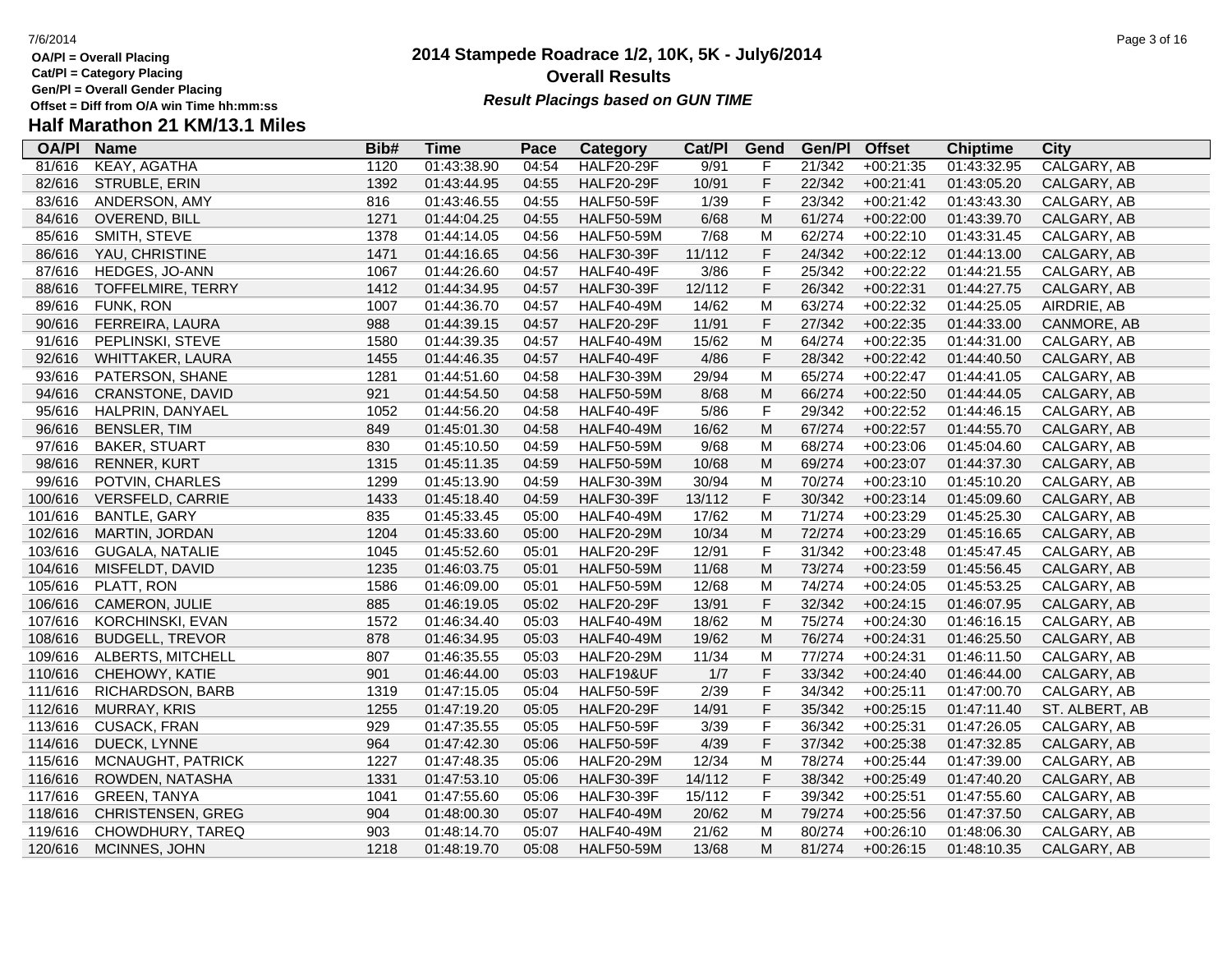OA/Pl = Overall Placing
Cat/Pl = Category Placing
Gen/Pl = Overall Gender Placing
Offset = Diff from O/A win Time hh:mm:ss

# 2014 Stampede Roadrace 1/2, 10K, 5K - July6/2014

## Overall Results

***Result Placings based on GUN TIME***

## Half Marathon 21 KM/13.1 Miles

| OA/Pl | Name | Bib# | Time | Pace | Category | Cat/Pl | Gend | Gen/Pl | Offset | Chiptime | City |
|---|---|---|---|---|---|---|---|---|---|---|---|
| 81/616 | KEAY, AGATHA | 1120 | 01:43:38.90 | 04:54 | HALF20-29F | 9/91 | F | 21/342 | +00:21:35 | 01:43:32.95 | CALGARY, AB |
| 82/616 | STRUBLE, ERIN | 1392 | 01:43:44.95 | 04:55 | HALF20-29F | 10/91 | F | 22/342 | +00:21:41 | 01:43:05.20 | CALGARY, AB |
| 83/616 | ANDERSON, AMY | 816 | 01:43:46.55 | 04:55 | HALF50-59F | 1/39 | F | 23/342 | +00:21:42 | 01:43:43.30 | CALGARY, AB |
| 84/616 | OVEREND, BILL | 1271 | 01:44:04.25 | 04:55 | HALF50-59M | 6/68 | M | 61/274 | +00:22:00 | 01:43:39.70 | CALGARY, AB |
| 85/616 | SMITH, STEVE | 1378 | 01:44:14.05 | 04:56 | HALF50-59M | 7/68 | M | 62/274 | +00:22:10 | 01:43:31.45 | CALGARY, AB |
| 86/616 | YAU, CHRISTINE | 1471 | 01:44:16.65 | 04:56 | HALF30-39F | 11/112 | F | 24/342 | +00:22:12 | 01:44:13.00 | CALGARY, AB |
| 87/616 | HEDGES, JO-ANN | 1067 | 01:44:26.60 | 04:57 | HALF40-49F | 3/86 | F | 25/342 | +00:22:22 | 01:44:21.55 | CALGARY, AB |
| 88/616 | TOFFELMIRE, TERRY | 1412 | 01:44:34.95 | 04:57 | HALF30-39F | 12/112 | F | 26/342 | +00:22:31 | 01:44:27.75 | CALGARY, AB |
| 89/616 | FUNK, RON | 1007 | 01:44:36.70 | 04:57 | HALF40-49M | 14/62 | M | 63/274 | +00:22:32 | 01:44:25.05 | AIRDRIE, AB |
| 90/616 | FERREIRA, LAURA | 988 | 01:44:39.15 | 04:57 | HALF20-29F | 11/91 | F | 27/342 | +00:22:35 | 01:44:33.00 | CANMORE, AB |
| 91/616 | PEPLINSKI, STEVE | 1580 | 01:44:39.35 | 04:57 | HALF40-49M | 15/62 | M | 64/274 | +00:22:35 | 01:44:31.00 | CALGARY, AB |
| 92/616 | WHITTAKER, LAURA | 1455 | 01:44:46.35 | 04:57 | HALF40-49F | 4/86 | F | 28/342 | +00:22:42 | 01:44:40.50 | CALGARY, AB |
| 93/616 | PATERSON, SHANE | 1281 | 01:44:51.60 | 04:58 | HALF30-39M | 29/94 | M | 65/274 | +00:22:47 | 01:44:41.05 | CALGARY, AB |
| 94/616 | CRANSTONE, DAVID | 921 | 01:44:54.50 | 04:58 | HALF50-59M | 8/68 | M | 66/274 | +00:22:50 | 01:44:44.05 | CALGARY, AB |
| 95/616 | HALPRIN, DANYAEL | 1052 | 01:44:56.20 | 04:58 | HALF40-49F | 5/86 | F | 29/342 | +00:22:52 | 01:44:46.15 | CALGARY, AB |
| 96/616 | BENSLER, TIM | 849 | 01:45:01.30 | 04:58 | HALF40-49M | 16/62 | M | 67/274 | +00:22:57 | 01:44:55.70 | CALGARY, AB |
| 97/616 | BAKER, STUART | 830 | 01:45:10.50 | 04:59 | HALF50-59M | 9/68 | M | 68/274 | +00:23:06 | 01:45:04.60 | CALGARY, AB |
| 98/616 | RENNER, KURT | 1315 | 01:45:11.35 | 04:59 | HALF50-59M | 10/68 | M | 69/274 | +00:23:07 | 01:44:37.30 | CALGARY, AB |
| 99/616 | POTVIN, CHARLES | 1299 | 01:45:13.90 | 04:59 | HALF30-39M | 30/94 | M | 70/274 | +00:23:10 | 01:45:10.20 | CALGARY, AB |
| 100/616 | VERSFELD, CARRIE | 1433 | 01:45:18.40 | 04:59 | HALF30-39F | 13/112 | F | 30/342 | +00:23:14 | 01:45:09.60 | CALGARY, AB |
| 101/616 | BANTLE, GARY | 835 | 01:45:33.45 | 05:00 | HALF40-49M | 17/62 | M | 71/274 | +00:23:29 | 01:45:25.30 | CALGARY, AB |
| 102/616 | MARTIN, JORDAN | 1204 | 01:45:33.60 | 05:00 | HALF20-29M | 10/34 | M | 72/274 | +00:23:29 | 01:45:16.65 | CALGARY, AB |
| 103/616 | GUGALA, NATALIE | 1045 | 01:45:52.60 | 05:01 | HALF20-29F | 12/91 | F | 31/342 | +00:23:48 | 01:45:47.45 | CALGARY, AB |
| 104/616 | MISFELDT, DAVID | 1235 | 01:46:03.75 | 05:01 | HALF50-59M | 11/68 | M | 73/274 | +00:23:59 | 01:45:56.45 | CALGARY, AB |
| 105/616 | PLATT, RON | 1586 | 01:46:09.00 | 05:01 | HALF50-59M | 12/68 | M | 74/274 | +00:24:05 | 01:45:53.25 | CALGARY, AB |
| 106/616 | CAMERON, JULIE | 885 | 01:46:19.05 | 05:02 | HALF20-29F | 13/91 | F | 32/342 | +00:24:15 | 01:46:07.95 | CALGARY, AB |
| 107/616 | KORCHINSKI, EVAN | 1572 | 01:46:34.40 | 05:03 | HALF40-49M | 18/62 | M | 75/274 | +00:24:30 | 01:46:16.15 | CALGARY, AB |
| 108/616 | BUDGELL, TREVOR | 878 | 01:46:34.95 | 05:03 | HALF40-49M | 19/62 | M | 76/274 | +00:24:31 | 01:46:25.50 | CALGARY, AB |
| 109/616 | ALBERTS, MITCHELL | 807 | 01:46:35.55 | 05:03 | HALF20-29M | 11/34 | M | 77/274 | +00:24:31 | 01:46:11.50 | CALGARY, AB |
| 110/616 | CHEHOWY, KATIE | 901 | 01:46:44.00 | 05:03 | HALF19&UF | 1/7 | F | 33/342 | +00:24:40 | 01:46:44.00 | CALGARY, AB |
| 111/616 | RICHARDSON, BARB | 1319 | 01:47:15.05 | 05:04 | HALF50-59F | 2/39 | F | 34/342 | +00:25:11 | 01:47:00.70 | CALGARY, AB |
| 112/616 | MURRAY, KRIS | 1255 | 01:47:19.20 | 05:05 | HALF20-29F | 14/91 | F | 35/342 | +00:25:15 | 01:47:11.40 | ST. ALBERT, AB |
| 113/616 | CUSACK, FRAN | 929 | 01:47:35.55 | 05:05 | HALF50-59F | 3/39 | F | 36/342 | +00:25:31 | 01:47:26.05 | CALGARY, AB |
| 114/616 | DUECK, LYNNE | 964 | 01:47:42.30 | 05:06 | HALF50-59F | 4/39 | F | 37/342 | +00:25:38 | 01:47:32.85 | CALGARY, AB |
| 115/616 | MCNAUGHT, PATRICK | 1227 | 01:47:48.35 | 05:06 | HALF20-29M | 12/34 | M | 78/274 | +00:25:44 | 01:47:39.00 | CALGARY, AB |
| 116/616 | ROWDEN, NATASHA | 1331 | 01:47:53.10 | 05:06 | HALF30-39F | 14/112 | F | 38/342 | +00:25:49 | 01:47:40.20 | CALGARY, AB |
| 117/616 | GREEN, TANYA | 1041 | 01:47:55.60 | 05:06 | HALF30-39F | 15/112 | F | 39/342 | +00:25:51 | 01:47:55.60 | CALGARY, AB |
| 118/616 | CHRISTENSEN, GREG | 904 | 01:48:00.30 | 05:07 | HALF40-49M | 20/62 | M | 79/274 | +00:25:56 | 01:47:37.50 | CALGARY, AB |
| 119/616 | CHOWDHURY, TAREQ | 903 | 01:48:14.70 | 05:07 | HALF40-49M | 21/62 | M | 80/274 | +00:26:10 | 01:48:06.30 | CALGARY, AB |
| 120/616 | MCINNES, JOHN | 1218 | 01:48:19.70 | 05:08 | HALF50-59M | 13/68 | M | 81/274 | +00:26:15 | 01:48:10.35 | CALGARY, AB |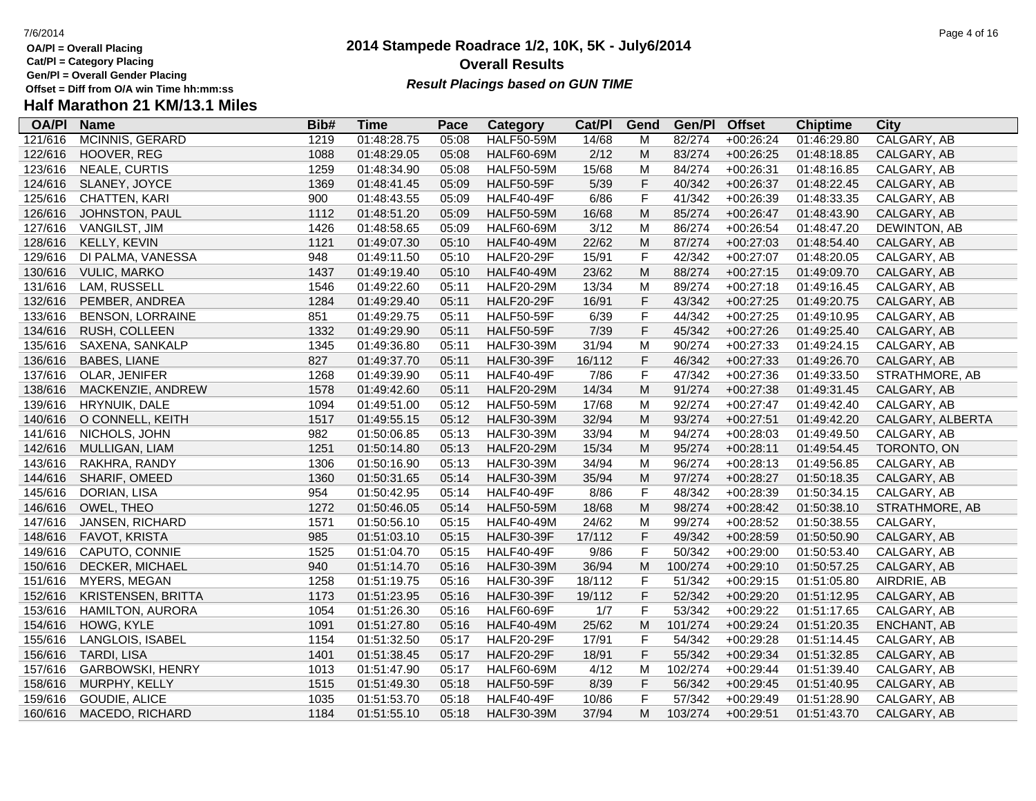OA/Pl = Overall Placing
Cat/Pl = Category Placing
Gen/Pl = Overall Gender Placing
Offset = Diff from O/A win Time hh:mm:ss

# 2014 Stampede Roadrace 1/2, 10K, 5K - July6/2014

## Overall Results

***Result Placings based on GUN TIME***

## Half Marathon 21 KM/13.1 Miles

| OA/Pl | Name | Bib# | Time | Pace | Category | Cat/Pl | Gend | Gen/Pl | Offset | Chiptime | City |
|---|---|---|---|---|---|---|---|---|---|---|---|
| 121/616 | MCINNIS, GERARD | 1219 | 01:48:28.75 | 05:08 | HALF50-59M | 14/68 | M | 82/274 | +00:26:24 | 01:46:29.80 | CALGARY, AB |
| 122/616 | HOOVER, REG | 1088 | 01:48:29.05 | 05:08 | HALF60-69M | 2/12 | M | 83/274 | +00:26:25 | 01:48:18.85 | CALGARY, AB |
| 123/616 | NEALE, CURTIS | 1259 | 01:48:34.90 | 05:08 | HALF50-59M | 15/68 | M | 84/274 | +00:26:31 | 01:48:16.85 | CALGARY, AB |
| 124/616 | SLANEY, JOYCE | 1369 | 01:48:41.45 | 05:09 | HALF50-59F | 5/39 | F | 40/342 | +00:26:37 | 01:48:22.45 | CALGARY, AB |
| 125/616 | CHATTEN, KARI | 900 | 01:48:43.55 | 05:09 | HALF40-49F | 6/86 | F | 41/342 | +00:26:39 | 01:48:33.35 | CALGARY, AB |
| 126/616 | JOHNSTON, PAUL | 1112 | 01:48:51.20 | 05:09 | HALF50-59M | 16/68 | M | 85/274 | +00:26:47 | 01:48:43.90 | CALGARY, AB |
| 127/616 | VANGILST, JIM | 1426 | 01:48:58.65 | 05:09 | HALF60-69M | 3/12 | M | 86/274 | +00:26:54 | 01:48:47.20 | DEWINTON, AB |
| 128/616 | KELLY, KEVIN | 1121 | 01:49:07.30 | 05:10 | HALF40-49M | 22/62 | M | 87/274 | +00:27:03 | 01:48:54.40 | CALGARY, AB |
| 129/616 | DI PALMA, VANESSA | 948 | 01:49:11.50 | 05:10 | HALF20-29F | 15/91 | F | 42/342 | +00:27:07 | 01:48:20.05 | CALGARY, AB |
| 130/616 | VULIC, MARKO | 1437 | 01:49:19.40 | 05:10 | HALF40-49M | 23/62 | M | 88/274 | +00:27:15 | 01:49:09.70 | CALGARY, AB |
| 131/616 | LAM, RUSSELL | 1546 | 01:49:22.60 | 05:11 | HALF20-29M | 13/34 | M | 89/274 | +00:27:18 | 01:49:16.45 | CALGARY, AB |
| 132/616 | PEMBER, ANDREA | 1284 | 01:49:29.40 | 05:11 | HALF20-29F | 16/91 | F | 43/342 | +00:27:25 | 01:49:20.75 | CALGARY, AB |
| 133/616 | BENSON, LORRAINE | 851 | 01:49:29.75 | 05:11 | HALF50-59F | 6/39 | F | 44/342 | +00:27:25 | 01:49:10.95 | CALGARY, AB |
| 134/616 | RUSH, COLLEEN | 1332 | 01:49:29.90 | 05:11 | HALF50-59F | 7/39 | F | 45/342 | +00:27:26 | 01:49:25.40 | CALGARY, AB |
| 135/616 | SAXENA, SANKALP | 1345 | 01:49:36.80 | 05:11 | HALF30-39M | 31/94 | M | 90/274 | +00:27:33 | 01:49:24.15 | CALGARY, AB |
| 136/616 | BABES, LIANE | 827 | 01:49:37.70 | 05:11 | HALF30-39F | 16/112 | F | 46/342 | +00:27:33 | 01:49:26.70 | CALGARY, AB |
| 137/616 | OLAR, JENIFER | 1268 | 01:49:39.90 | 05:11 | HALF40-49F | 7/86 | F | 47/342 | +00:27:36 | 01:49:33.50 | STRATHMORE, AB |
| 138/616 | MACKENZIE, ANDREW | 1578 | 01:49:42.60 | 05:11 | HALF20-29M | 14/34 | M | 91/274 | +00:27:38 | 01:49:31.45 | CALGARY, AB |
| 139/616 | HRYNUIK, DALE | 1094 | 01:49:51.00 | 05:12 | HALF50-59M | 17/68 | M | 92/274 | +00:27:47 | 01:49:42.40 | CALGARY, AB |
| 140/616 | O CONNELL, KEITH | 1517 | 01:49:55.15 | 05:12 | HALF30-39M | 32/94 | M | 93/274 | +00:27:51 | 01:49:42.20 | CALGARY, ALBERTA |
| 141/616 | NICHOLS, JOHN | 982 | 01:50:06.85 | 05:13 | HALF30-39M | 33/94 | M | 94/274 | +00:28:03 | 01:49:49.50 | CALGARY, AB |
| 142/616 | MULLIGAN, LIAM | 1251 | 01:50:14.80 | 05:13 | HALF20-29M | 15/34 | M | 95/274 | +00:28:11 | 01:49:54.45 | TORONTO, ON |
| 143/616 | RAKHRA, RANDY | 1306 | 01:50:16.90 | 05:13 | HALF30-39M | 34/94 | M | 96/274 | +00:28:13 | 01:49:56.85 | CALGARY, AB |
| 144/616 | SHARIF, OMEED | 1360 | 01:50:31.65 | 05:14 | HALF30-39M | 35/94 | M | 97/274 | +00:28:27 | 01:50:18.35 | CALGARY, AB |
| 145/616 | DORIAN, LISA | 954 | 01:50:42.95 | 05:14 | HALF40-49F | 8/86 | F | 48/342 | +00:28:39 | 01:50:34.15 | CALGARY, AB |
| 146/616 | OWEL, THEO | 1272 | 01:50:46.05 | 05:14 | HALF50-59M | 18/68 | M | 98/274 | +00:28:42 | 01:50:38.10 | STRATHMORE, AB |
| 147/616 | JANSEN, RICHARD | 1571 | 01:50:56.10 | 05:15 | HALF40-49M | 24/62 | M | 99/274 | +00:28:52 | 01:50:38.55 | CALGARY, |
| 148/616 | FAVOT, KRISTA | 985 | 01:51:03.10 | 05:15 | HALF30-39F | 17/112 | F | 49/342 | +00:28:59 | 01:50:50.90 | CALGARY, AB |
| 149/616 | CAPUTO, CONNIE | 1525 | 01:51:04.70 | 05:15 | HALF40-49F | 9/86 | F | 50/342 | +00:29:00 | 01:50:53.40 | CALGARY, AB |
| 150/616 | DECKER, MICHAEL | 940 | 01:51:14.70 | 05:16 | HALF30-39M | 36/94 | M | 100/274 | +00:29:10 | 01:50:57.25 | CALGARY, AB |
| 151/616 | MYERS, MEGAN | 1258 | 01:51:19.75 | 05:16 | HALF30-39F | 18/112 | F | 51/342 | +00:29:15 | 01:51:05.80 | AIRDRIE, AB |
| 152/616 | KRISTENSEN, BRITTA | 1173 | 01:51:23.95 | 05:16 | HALF30-39F | 19/112 | F | 52/342 | +00:29:20 | 01:51:12.95 | CALGARY, AB |
| 153/616 | HAMILTON, AURORA | 1054 | 01:51:26.30 | 05:16 | HALF60-69F | 1/7 | F | 53/342 | +00:29:22 | 01:51:17.65 | CALGARY, AB |
| 154/616 | HOWG, KYLE | 1091 | 01:51:27.80 | 05:16 | HALF40-49M | 25/62 | M | 101/274 | +00:29:24 | 01:51:20.35 | ENCHANT, AB |
| 155/616 | LANGLOIS, ISABEL | 1154 | 01:51:32.50 | 05:17 | HALF20-29F | 17/91 | F | 54/342 | +00:29:28 | 01:51:14.45 | CALGARY, AB |
| 156/616 | TARDI, LISA | 1401 | 01:51:38.45 | 05:17 | HALF20-29F | 18/91 | F | 55/342 | +00:29:34 | 01:51:32.85 | CALGARY, AB |
| 157/616 | GARBOWSKI, HENRY | 1013 | 01:51:47.90 | 05:17 | HALF60-69M | 4/12 | M | 102/274 | +00:29:44 | 01:51:39.40 | CALGARY, AB |
| 158/616 | MURPHY, KELLY | 1515 | 01:51:49.30 | 05:18 | HALF50-59F | 8/39 | F | 56/342 | +00:29:45 | 01:51:40.95 | CALGARY, AB |
| 159/616 | GOUDIE, ALICE | 1035 | 01:51:53.70 | 05:18 | HALF40-49F | 10/86 | F | 57/342 | +00:29:49 | 01:51:28.90 | CALGARY, AB |
| 160/616 | MACEDO, RICHARD | 1184 | 01:51:55.10 | 05:18 | HALF30-39M | 37/94 | M | 103/274 | +00:29:51 | 01:51:43.70 | CALGARY, AB |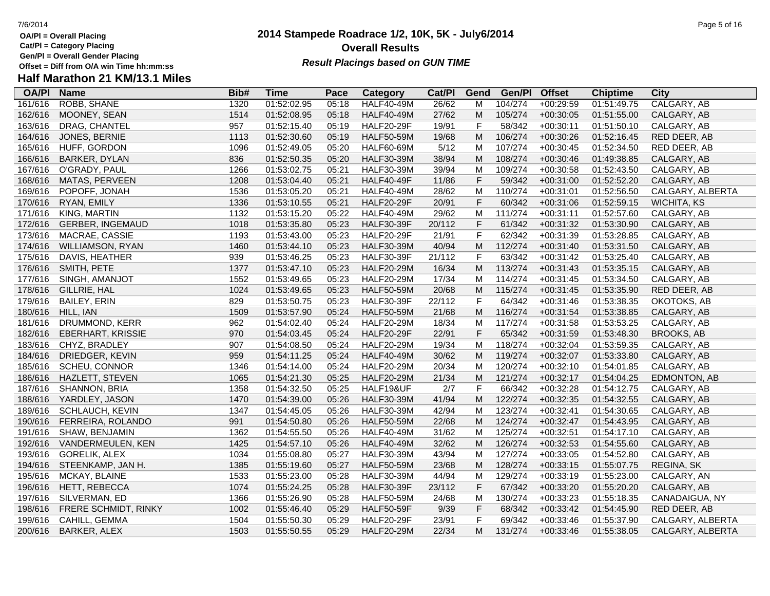OA/Pl = Overall Placing
Cat/Pl = Category Placing
Gen/Pl = Overall Gender Placing
Offset = Diff from O/A win Time hh:mm:ss

# 2014 Stampede Roadrace 1/2, 10K, 5K - July6/2014

## Overall Results

***Result Placings based on GUN TIME***

## Half Marathon 21 KM/13.1 Miles

| OA/Pl | Name | Bib# | Time | Pace | Category | Cat/Pl | Gend | Gen/Pl | Offset | Chiptime | City |
|---|---|---|---|---|---|---|---|---|---|---|---|
| 161/616 | ROBB, SHANE | 1320 | 01:52:02.95 | 05:18 | HALF40-49M | 26/62 | M | 104/274 | +00:29:59 | 01:51:49.75 | CALGARY, AB |
| 162/616 | MOONEY, SEAN | 1514 | 01:52:08.95 | 05:18 | HALF40-49M | 27/62 | M | 105/274 | +00:30:05 | 01:51:55.00 | CALGARY, AB |
| 163/616 | DRAG, CHANTEL | 957 | 01:52:15.40 | 05:19 | HALF20-29F | 19/91 | F | 58/342 | +00:30:11 | 01:51:50.10 | CALGARY, AB |
| 164/616 | JONES, BERNIE | 1113 | 01:52:30.60 | 05:19 | HALF50-59M | 19/68 | M | 106/274 | +00:30:26 | 01:52:16.45 | RED DEER, AB |
| 165/616 | HUFF, GORDON | 1096 | 01:52:49.05 | 05:20 | HALF60-69M | 5/12 | M | 107/274 | +00:30:45 | 01:52:34.50 | RED DEER, AB |
| 166/616 | BARKER, DYLAN | 836 | 01:52:50.35 | 05:20 | HALF30-39M | 38/94 | M | 108/274 | +00:30:46 | 01:49:38.85 | CALGARY, AB |
| 167/616 | O'GRADY, PAUL | 1266 | 01:53:02.75 | 05:21 | HALF30-39M | 39/94 | M | 109/274 | +00:30:58 | 01:52:43.50 | CALGARY, AB |
| 168/616 | MATAS, PERVEEN | 1208 | 01:53:04.40 | 05:21 | HALF40-49F | 11/86 | F | 59/342 | +00:31:00 | 01:52:52.20 | CALGARY, AB |
| 169/616 | POPOFF, JONAH | 1536 | 01:53:05.20 | 05:21 | HALF40-49M | 28/62 | M | 110/274 | +00:31:01 | 01:52:56.50 | CALGARY, ALBERTA |
| 170/616 | RYAN, EMILY | 1336 | 01:53:10.55 | 05:21 | HALF20-29F | 20/91 | F | 60/342 | +00:31:06 | 01:52:59.15 | WICHITA, KS |
| 171/616 | KING, MARTIN | 1132 | 01:53:15.20 | 05:22 | HALF40-49M | 29/62 | M | 111/274 | +00:31:11 | 01:52:57.60 | CALGARY, AB |
| 172/616 | GERBER, INGEMAUD | 1018 | 01:53:35.80 | 05:23 | HALF30-39F | 20/112 | F | 61/342 | +00:31:32 | 01:53:30.90 | CALGARY, AB |
| 173/616 | MACRAE, CASSIE | 1193 | 01:53:43.00 | 05:23 | HALF20-29F | 21/91 | F | 62/342 | +00:31:39 | 01:53:28.85 | CALGARY, AB |
| 174/616 | WILLIAMSON, RYAN | 1460 | 01:53:44.10 | 05:23 | HALF30-39M | 40/94 | M | 112/274 | +00:31:40 | 01:53:31.50 | CALGARY, AB |
| 175/616 | DAVIS, HEATHER | 939 | 01:53:46.25 | 05:23 | HALF30-39F | 21/112 | F | 63/342 | +00:31:42 | 01:53:25.40 | CALGARY, AB |
| 176/616 | SMITH, PETE | 1377 | 01:53:47.10 | 05:23 | HALF20-29M | 16/34 | M | 113/274 | +00:31:43 | 01:53:35.15 | CALGARY, AB |
| 177/616 | SINGH, AMANJOT | 1552 | 01:53:49.65 | 05:23 | HALF20-29M | 17/34 | M | 114/274 | +00:31:45 | 01:53:34.50 | CALGARY, AB |
| 178/616 | GILLRIE, HAL | 1024 | 01:53:49.65 | 05:23 | HALF50-59M | 20/68 | M | 115/274 | +00:31:45 | 01:53:35.90 | RED DEER, AB |
| 179/616 | BAILEY, ERIN | 829 | 01:53:50.75 | 05:23 | HALF30-39F | 22/112 | F | 64/342 | +00:31:46 | 01:53:38.35 | OKOTOKS, AB |
| 180/616 | HILL, IAN | 1509 | 01:53:57.90 | 05:24 | HALF50-59M | 21/68 | M | 116/274 | +00:31:54 | 01:53:38.85 | CALGARY, AB |
| 181/616 | DRUMMOND, KERR | 962 | 01:54:02.40 | 05:24 | HALF20-29M | 18/34 | M | 117/274 | +00:31:58 | 01:53:53.25 | CALGARY, AB |
| 182/616 | EBERHART, KRISSIE | 970 | 01:54:03.45 | 05:24 | HALF20-29F | 22/91 | F | 65/342 | +00:31:59 | 01:53:48.30 | BROOKS, AB |
| 183/616 | CHYZ, BRADLEY | 907 | 01:54:08.50 | 05:24 | HALF20-29M | 19/34 | M | 118/274 | +00:32:04 | 01:53:59.35 | CALGARY, AB |
| 184/616 | DRIEDGER, KEVIN | 959 | 01:54:11.25 | 05:24 | HALF40-49M | 30/62 | M | 119/274 | +00:32:07 | 01:53:33.80 | CALGARY, AB |
| 185/616 | SCHEU, CONNOR | 1346 | 01:54:14.00 | 05:24 | HALF20-29M | 20/34 | M | 120/274 | +00:32:10 | 01:54:01.85 | CALGARY, AB |
| 186/616 | HAZLETT, STEVEN | 1065 | 01:54:21.30 | 05:25 | HALF20-29M | 21/34 | M | 121/274 | +00:32:17 | 01:54:04.25 | EDMONTON, AB |
| 187/616 | SHANNON, BRIA | 1358 | 01:54:32.50 | 05:25 | HALF19&UF | 2/7 | F | 66/342 | +00:32:28 | 01:54:12.75 | CALGARY, AB |
| 188/616 | YARDLEY, JASON | 1470 | 01:54:39.00 | 05:26 | HALF30-39M | 41/94 | M | 122/274 | +00:32:35 | 01:54:32.55 | CALGARY, AB |
| 189/616 | SCHLAUCH, KEVIN | 1347 | 01:54:45.05 | 05:26 | HALF30-39M | 42/94 | M | 123/274 | +00:32:41 | 01:54:30.65 | CALGARY, AB |
| 190/616 | FERREIRA, ROLANDO | 991 | 01:54:50.80 | 05:26 | HALF50-59M | 22/68 | M | 124/274 | +00:32:47 | 01:54:43.95 | CALGARY, AB |
| 191/616 | SHAW, BENJAMIN | 1362 | 01:54:55.50 | 05:26 | HALF40-49M | 31/62 | M | 125/274 | +00:32:51 | 01:54:17.10 | CALGARY, AB |
| 192/616 | VANDERMEULEN, KEN | 1425 | 01:54:57.10 | 05:26 | HALF40-49M | 32/62 | M | 126/274 | +00:32:53 | 01:54:55.60 | CALGARY, AB |
| 193/616 | GORELIK, ALEX | 1034 | 01:55:08.80 | 05:27 | HALF30-39M | 43/94 | M | 127/274 | +00:33:05 | 01:54:52.80 | CALGARY, AB |
| 194/616 | STEENKAMP, JAN H. | 1385 | 01:55:19.60 | 05:27 | HALF50-59M | 23/68 | M | 128/274 | +00:33:15 | 01:55:07.75 | REGINA, SK |
| 195/616 | MCKAY, BLAINE | 1533 | 01:55:23.00 | 05:28 | HALF30-39M | 44/94 | M | 129/274 | +00:33:19 | 01:55:23.00 | CALGARY, AN |
| 196/616 | HETT, REBECCA | 1074 | 01:55:24.25 | 05:28 | HALF30-39F | 23/112 | F | 67/342 | +00:33:20 | 01:55:20.20 | CALGARY, AB |
| 197/616 | SILVERMAN, ED | 1366 | 01:55:26.90 | 05:28 | HALF50-59M | 24/68 | M | 130/274 | +00:33:23 | 01:55:18.35 | CANADAIGUA, NY |
| 198/616 | FRERE SCHMIDT, RINKY | 1002 | 01:55:46.40 | 05:29 | HALF50-59F | 9/39 | F | 68/342 | +00:33:42 | 01:54:45.90 | RED DEER, AB |
| 199/616 | CAHILL, GEMMA | 1504 | 01:55:50.30 | 05:29 | HALF20-29F | 23/91 | F | 69/342 | +00:33:46 | 01:55:37.90 | CALGARY, ALBERTA |
| 200/616 | BARKER, ALEX | 1503 | 01:55:50.55 | 05:29 | HALF20-29M | 22/34 | M | 131/274 | +00:33:46 | 01:55:38.05 | CALGARY, ALBERTA |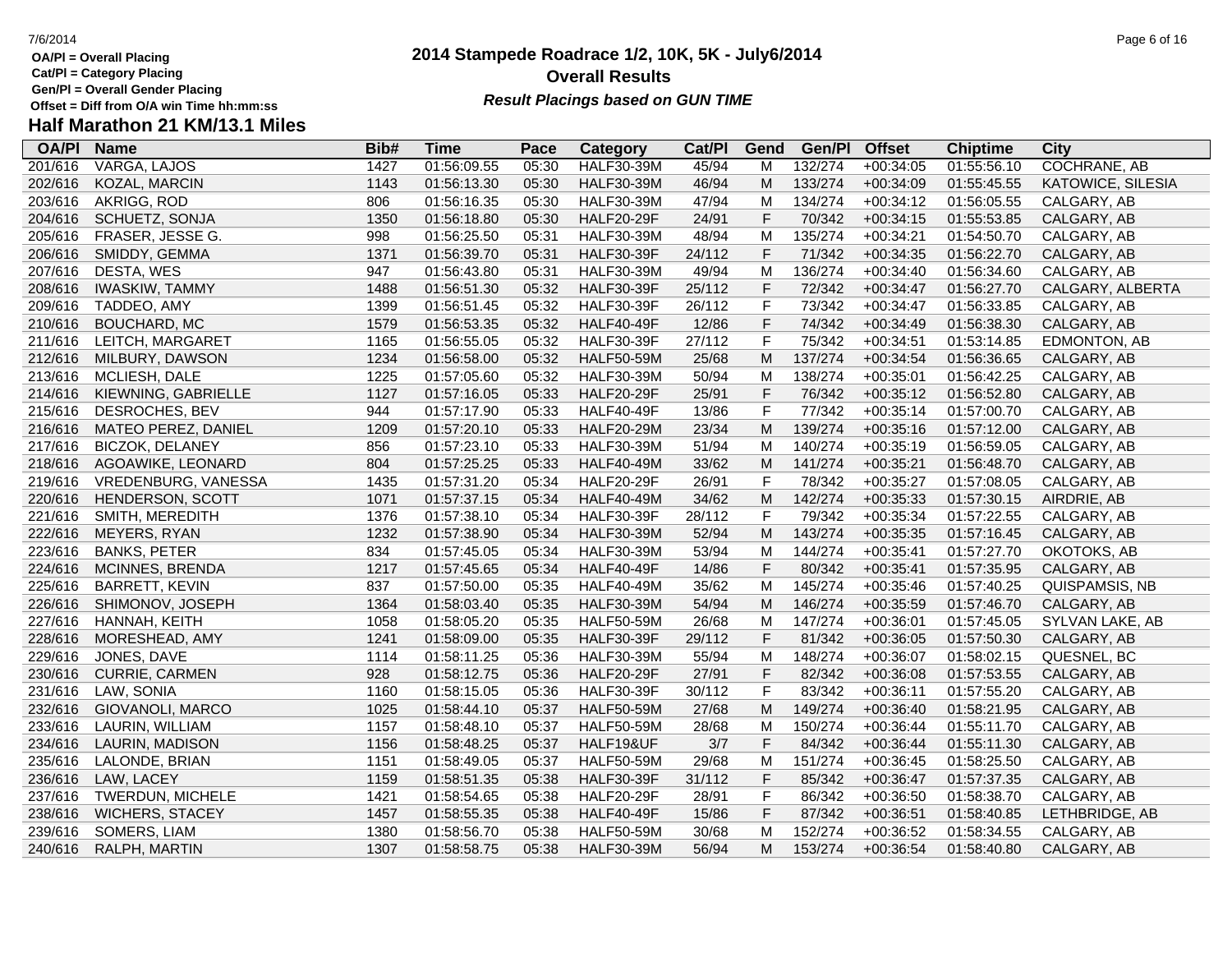OA/Pl = Overall Placing
Cat/Pl = Category Placing
Gen/Pl = Overall Gender Placing
Offset = Diff from O/A win Time hh:mm:ss

# 2014 Stampede Roadrace 1/2, 10K, 5K - July6/2014
## Overall Results
***Result Placings based on GUN TIME***

## Half Marathon 21 KM/13.1 Miles

| OA/Pl | Name | Bib# | Time | Pace | Category | Cat/Pl | Gend | Gen/Pl | Offset | Chiptime | City |
|---|---|---|---|---|---|---|---|---|---|---|---|
| 201/616 | VARGA, LAJOS | 1427 | 01:56:09.55 | 05:30 | HALF30-39M | 45/94 | M | 132/274 | +00:34:05 | 01:55:56.10 | COCHRANE, AB |
| 202/616 | KOZAL, MARCIN | 1143 | 01:56:13.30 | 05:30 | HALF30-39M | 46/94 | M | 133/274 | +00:34:09 | 01:55:45.55 | KATOWICE, SILESIA |
| 203/616 | AKRIGG, ROD | 806 | 01:56:16.35 | 05:30 | HALF30-39M | 47/94 | M | 134/274 | +00:34:12 | 01:56:05.55 | CALGARY, AB |
| 204/616 | SCHUETZ, SONJA | 1350 | 01:56:18.80 | 05:30 | HALF20-29F | 24/91 | F | 70/342 | +00:34:15 | 01:55:53.85 | CALGARY, AB |
| 205/616 | FRASER, JESSE G. | 998 | 01:56:25.50 | 05:31 | HALF30-39M | 48/94 | M | 135/274 | +00:34:21 | 01:54:50.70 | CALGARY, AB |
| 206/616 | SMIDDY, GEMMA | 1371 | 01:56:39.70 | 05:31 | HALF30-39F | 24/112 | F | 71/342 | +00:34:35 | 01:56:22.70 | CALGARY, AB |
| 207/616 | DESTA, WES | 947 | 01:56:43.80 | 05:31 | HALF30-39M | 49/94 | M | 136/274 | +00:34:40 | 01:56:34.60 | CALGARY, AB |
| 208/616 | IWASKIW, TAMMY | 1488 | 01:56:51.30 | 05:32 | HALF30-39F | 25/112 | F | 72/342 | +00:34:47 | 01:56:27.70 | CALGARY, ALBERTA |
| 209/616 | TADDEO, AMY | 1399 | 01:56:51.45 | 05:32 | HALF30-39F | 26/112 | F | 73/342 | +00:34:47 | 01:56:33.85 | CALGARY, AB |
| 210/616 | BOUCHARD, MC | 1579 | 01:56:53.35 | 05:32 | HALF40-49F | 12/86 | F | 74/342 | +00:34:49 | 01:56:38.30 | CALGARY, AB |
| 211/616 | LEITCH, MARGARET | 1165 | 01:56:55.05 | 05:32 | HALF30-39F | 27/112 | F | 75/342 | +00:34:51 | 01:53:14.85 | EDMONTON, AB |
| 212/616 | MILBURY, DAWSON | 1234 | 01:56:58.00 | 05:32 | HALF50-59M | 25/68 | M | 137/274 | +00:34:54 | 01:56:36.65 | CALGARY, AB |
| 213/616 | MCLIESH, DALE | 1225 | 01:57:05.60 | 05:32 | HALF30-39M | 50/94 | M | 138/274 | +00:35:01 | 01:56:42.25 | CALGARY, AB |
| 214/616 | KIEWNING, GABRIELLE | 1127 | 01:57:16.05 | 05:33 | HALF20-29F | 25/91 | F | 76/342 | +00:35:12 | 01:56:52.80 | CALGARY, AB |
| 215/616 | DESROCHES, BEV | 944 | 01:57:17.90 | 05:33 | HALF40-49F | 13/86 | F | 77/342 | +00:35:14 | 01:57:00.70 | CALGARY, AB |
| 216/616 | MATEO PEREZ, DANIEL | 1209 | 01:57:20.10 | 05:33 | HALF20-29M | 23/34 | M | 139/274 | +00:35:16 | 01:57:12.00 | CALGARY, AB |
| 217/616 | BICZOK, DELANEY | 856 | 01:57:23.10 | 05:33 | HALF30-39M | 51/94 | M | 140/274 | +00:35:19 | 01:56:59.05 | CALGARY, AB |
| 218/616 | AGOAWIKE, LEONARD | 804 | 01:57:25.25 | 05:33 | HALF40-49M | 33/62 | M | 141/274 | +00:35:21 | 01:56:48.70 | CALGARY, AB |
| 219/616 | VREDENBURG, VANESSA | 1435 | 01:57:31.20 | 05:34 | HALF20-29F | 26/91 | F | 78/342 | +00:35:27 | 01:57:08.05 | CALGARY, AB |
| 220/616 | HENDERSON, SCOTT | 1071 | 01:57:37.15 | 05:34 | HALF40-49M | 34/62 | M | 142/274 | +00:35:33 | 01:57:30.15 | AIRDRIE, AB |
| 221/616 | SMITH, MEREDITH | 1376 | 01:57:38.10 | 05:34 | HALF30-39F | 28/112 | F | 79/342 | +00:35:34 | 01:57:22.55 | CALGARY, AB |
| 222/616 | MEYERS, RYAN | 1232 | 01:57:38.90 | 05:34 | HALF30-39M | 52/94 | M | 143/274 | +00:35:35 | 01:57:16.45 | CALGARY, AB |
| 223/616 | BANKS, PETER | 834 | 01:57:45.05 | 05:34 | HALF30-39M | 53/94 | M | 144/274 | +00:35:41 | 01:57:27.70 | OKOTOKS, AB |
| 224/616 | MCINNES, BRENDA | 1217 | 01:57:45.65 | 05:34 | HALF40-49F | 14/86 | F | 80/342 | +00:35:41 | 01:57:35.95 | CALGARY, AB |
| 225/616 | BARRETT, KEVIN | 837 | 01:57:50.00 | 05:35 | HALF40-49M | 35/62 | M | 145/274 | +00:35:46 | 01:57:40.25 | QUISPAMSIS, NB |
| 226/616 | SHIMONOV, JOSEPH | 1364 | 01:58:03.40 | 05:35 | HALF30-39M | 54/94 | M | 146/274 | +00:35:59 | 01:57:46.70 | CALGARY, AB |
| 227/616 | HANNAH, KEITH | 1058 | 01:58:05.20 | 05:35 | HALF50-59M | 26/68 | M | 147/274 | +00:36:01 | 01:57:45.05 | SYLVAN LAKE, AB |
| 228/616 | MORESHEAD, AMY | 1241 | 01:58:09.00 | 05:35 | HALF30-39F | 29/112 | F | 81/342 | +00:36:05 | 01:57:50.30 | CALGARY, AB |
| 229/616 | JONES, DAVE | 1114 | 01:58:11.25 | 05:36 | HALF30-39M | 55/94 | M | 148/274 | +00:36:07 | 01:58:02.15 | QUESNEL, BC |
| 230/616 | CURRIE, CARMEN | 928 | 01:58:12.75 | 05:36 | HALF20-29F | 27/91 | F | 82/342 | +00:36:08 | 01:57:53.55 | CALGARY, AB |
| 231/616 | LAW, SONIA | 1160 | 01:58:15.05 | 05:36 | HALF30-39F | 30/112 | F | 83/342 | +00:36:11 | 01:57:55.20 | CALGARY, AB |
| 232/616 | GIOVANOLI, MARCO | 1025 | 01:58:44.10 | 05:37 | HALF50-59M | 27/68 | M | 149/274 | +00:36:40 | 01:58:21.95 | CALGARY, AB |
| 233/616 | LAURIN, WILLIAM | 1157 | 01:58:48.10 | 05:37 | HALF50-59M | 28/68 | M | 150/274 | +00:36:44 | 01:55:11.70 | CALGARY, AB |
| 234/616 | LAURIN, MADISON | 1156 | 01:58:48.25 | 05:37 | HALF19&UF | 3/7 | F | 84/342 | +00:36:44 | 01:55:11.30 | CALGARY, AB |
| 235/616 | LALONDE, BRIAN | 1151 | 01:58:49.05 | 05:37 | HALF50-59M | 29/68 | M | 151/274 | +00:36:45 | 01:58:25.50 | CALGARY, AB |
| 236/616 | LAW, LACEY | 1159 | 01:58:51.35 | 05:38 | HALF30-39F | 31/112 | F | 85/342 | +00:36:47 | 01:57:37.35 | CALGARY, AB |
| 237/616 | TWERDUN, MICHELE | 1421 | 01:58:54.65 | 05:38 | HALF20-29F | 28/91 | F | 86/342 | +00:36:50 | 01:58:38.70 | CALGARY, AB |
| 238/616 | WICHERS, STACEY | 1457 | 01:58:55.35 | 05:38 | HALF40-49F | 15/86 | F | 87/342 | +00:36:51 | 01:58:40.85 | LETHBRIDGE, AB |
| 239/616 | SOMERS, LIAM | 1380 | 01:58:56.70 | 05:38 | HALF50-59M | 30/68 | M | 152/274 | +00:36:52 | 01:58:34.55 | CALGARY, AB |
| 240/616 | RALPH, MARTIN | 1307 | 01:58:58.75 | 05:38 | HALF30-39M | 56/94 | M | 153/274 | +00:36:54 | 01:58:40.80 | CALGARY, AB |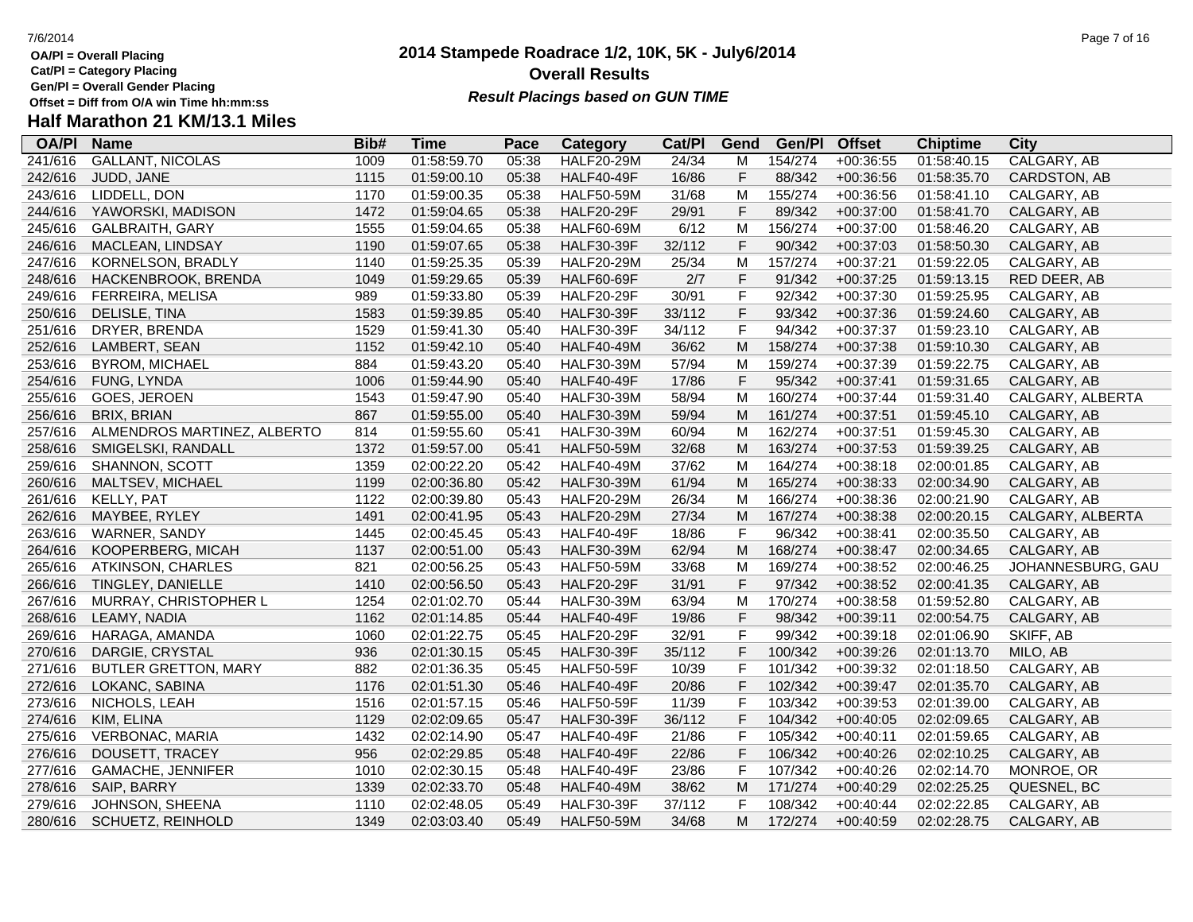OA/Pl = Overall Placing
Cat/Pl = Category Placing
Gen/Pl = Overall Gender Placing
Offset = Diff from O/A win Time hh:mm:ss

# 2014 Stampede Roadrace 1/2, 10K, 5K - July6/2014

## Overall Results

***Result Placings based on GUN TIME***

## Half Marathon 21 KM/13.1 Miles

| OA/Pl | Name | Bib# | Time | Pace | Category | Cat/Pl | Gend | Gen/Pl | Offset | Chiptime | City |
|---|---|---|---|---|---|---|---|---|---|---|---|
| 241/616 | GALLANT, NICOLAS | 1009 | 01:58:59.70 | 05:38 | HALF20-29M | 24/34 | M | 154/274 | +00:36:55 | 01:58:40.15 | CALGARY, AB |
| 242/616 | JUDD, JANE | 1115 | 01:59:00.10 | 05:38 | HALF40-49F | 16/86 | F | 88/342 | +00:36:56 | 01:58:35.70 | CARDSTON, AB |
| 243/616 | LIDDELL, DON | 1170 | 01:59:00.35 | 05:38 | HALF50-59M | 31/68 | M | 155/274 | +00:36:56 | 01:58:41.10 | CALGARY, AB |
| 244/616 | YAWORSKI, MADISON | 1472 | 01:59:04.65 | 05:38 | HALF20-29F | 29/91 | F | 89/342 | +00:37:00 | 01:58:41.70 | CALGARY, AB |
| 245/616 | GALBRAITH, GARY | 1555 | 01:59:04.65 | 05:38 | HALF60-69M | 6/12 | M | 156/274 | +00:37:00 | 01:58:46.20 | CALGARY, AB |
| 246/616 | MACLEAN, LINDSAY | 1190 | 01:59:07.65 | 05:38 | HALF30-39F | 32/112 | F | 90/342 | +00:37:03 | 01:58:50.30 | CALGARY, AB |
| 247/616 | KORNELSON, BRADLY | 1140 | 01:59:25.35 | 05:39 | HALF20-29M | 25/34 | M | 157/274 | +00:37:21 | 01:59:22.05 | CALGARY, AB |
| 248/616 | HACKENBROOK, BRENDA | 1049 | 01:59:29.65 | 05:39 | HALF60-69F | 2/7 | F | 91/342 | +00:37:25 | 01:59:13.15 | RED DEER, AB |
| 249/616 | FERREIRA, MELISA | 989 | 01:59:33.80 | 05:39 | HALF20-29F | 30/91 | F | 92/342 | +00:37:30 | 01:59:25.95 | CALGARY, AB |
| 250/616 | DELISLE, TINA | 1583 | 01:59:39.85 | 05:40 | HALF30-39F | 33/112 | F | 93/342 | +00:37:36 | 01:59:24.60 | CALGARY, AB |
| 251/616 | DRYER, BRENDA | 1529 | 01:59:41.30 | 05:40 | HALF30-39F | 34/112 | F | 94/342 | +00:37:37 | 01:59:23.10 | CALGARY, AB |
| 252/616 | LAMBERT, SEAN | 1152 | 01:59:42.10 | 05:40 | HALF40-49M | 36/62 | M | 158/274 | +00:37:38 | 01:59:10.30 | CALGARY, AB |
| 253/616 | BYROM, MICHAEL | 884 | 01:59:43.20 | 05:40 | HALF30-39M | 57/94 | M | 159/274 | +00:37:39 | 01:59:22.75 | CALGARY, AB |
| 254/616 | FUNG, LYNDA | 1006 | 01:59:44.90 | 05:40 | HALF40-49F | 17/86 | F | 95/342 | +00:37:41 | 01:59:31.65 | CALGARY, AB |
| 255/616 | GOES, JEROEN | 1543 | 01:59:47.90 | 05:40 | HALF30-39M | 58/94 | M | 160/274 | +00:37:44 | 01:59:31.40 | CALGARY, ALBERTA |
| 256/616 | BRIX, BRIAN | 867 | 01:59:55.00 | 05:40 | HALF30-39M | 59/94 | M | 161/274 | +00:37:51 | 01:59:45.10 | CALGARY, AB |
| 257/616 | ALMENDROS MARTINEZ, ALBERTO | 814 | 01:59:55.60 | 05:41 | HALF30-39M | 60/94 | M | 162/274 | +00:37:51 | 01:59:45.30 | CALGARY, AB |
| 258/616 | SMIGELSKI, RANDALL | 1372 | 01:59:57.00 | 05:41 | HALF50-59M | 32/68 | M | 163/274 | +00:37:53 | 01:59:39.25 | CALGARY, AB |
| 259/616 | SHANNON, SCOTT | 1359 | 02:00:22.20 | 05:42 | HALF40-49M | 37/62 | M | 164/274 | +00:38:18 | 02:00:01.85 | CALGARY, AB |
| 260/616 | MALTSEV, MICHAEL | 1199 | 02:00:36.80 | 05:42 | HALF30-39M | 61/94 | M | 165/274 | +00:38:33 | 02:00:34.90 | CALGARY, AB |
| 261/616 | KELLY, PAT | 1122 | 02:00:39.80 | 05:43 | HALF20-29M | 26/34 | M | 166/274 | +00:38:36 | 02:00:21.90 | CALGARY, AB |
| 262/616 | MAYBEE, RYLEY | 1491 | 02:00:41.95 | 05:43 | HALF20-29M | 27/34 | M | 167/274 | +00:38:38 | 02:00:20.15 | CALGARY, ALBERTA |
| 263/616 | WARNER, SANDY | 1445 | 02:00:45.45 | 05:43 | HALF40-49F | 18/86 | F | 96/342 | +00:38:41 | 02:00:35.50 | CALGARY, AB |
| 264/616 | KOOPERBERG, MICAH | 1137 | 02:00:51.00 | 05:43 | HALF30-39M | 62/94 | M | 168/274 | +00:38:47 | 02:00:34.65 | CALGARY, AB |
| 265/616 | ATKINSON, CHARLES | 821 | 02:00:56.25 | 05:43 | HALF50-59M | 33/68 | M | 169/274 | +00:38:52 | 02:00:46.25 | JOHANNESBURG, GAU |
| 266/616 | TINGLEY, DANIELLE | 1410 | 02:00:56.50 | 05:43 | HALF20-29F | 31/91 | F | 97/342 | +00:38:52 | 02:00:41.35 | CALGARY, AB |
| 267/616 | MURRAY, CHRISTOPHER L | 1254 | 02:01:02.70 | 05:44 | HALF30-39M | 63/94 | M | 170/274 | +00:38:58 | 01:59:52.80 | CALGARY, AB |
| 268/616 | LEAMY, NADIA | 1162 | 02:01:14.85 | 05:44 | HALF40-49F | 19/86 | F | 98/342 | +00:39:11 | 02:00:54.75 | CALGARY, AB |
| 269/616 | HARAGA, AMANDA | 1060 | 02:01:22.75 | 05:45 | HALF20-29F | 32/91 | F | 99/342 | +00:39:18 | 02:01:06.90 | SKIFF, AB |
| 270/616 | DARGIE, CRYSTAL | 936 | 02:01:30.15 | 05:45 | HALF30-39F | 35/112 | F | 100/342 | +00:39:26 | 02:01:13.70 | MILO, AB |
| 271/616 | BUTLER GRETTON, MARY | 882 | 02:01:36.35 | 05:45 | HALF50-59F | 10/39 | F | 101/342 | +00:39:32 | 02:01:18.50 | CALGARY, AB |
| 272/616 | LOKANC, SABINA | 1176 | 02:01:51.30 | 05:46 | HALF40-49F | 20/86 | F | 102/342 | +00:39:47 | 02:01:35.70 | CALGARY, AB |
| 273/616 | NICHOLS, LEAH | 1516 | 02:01:57.15 | 05:46 | HALF50-59F | 11/39 | F | 103/342 | +00:39:53 | 02:01:39.00 | CALGARY, AB |
| 274/616 | KIM, ELINA | 1129 | 02:02:09.65 | 05:47 | HALF30-39F | 36/112 | F | 104/342 | +00:40:05 | 02:02:09.65 | CALGARY, AB |
| 275/616 | VERBONAC, MARIA | 1432 | 02:02:14.90 | 05:47 | HALF40-49F | 21/86 | F | 105/342 | +00:40:11 | 02:01:59.65 | CALGARY, AB |
| 276/616 | DOUSETT, TRACEY | 956 | 02:02:29.85 | 05:48 | HALF40-49F | 22/86 | F | 106/342 | +00:40:26 | 02:02:10.25 | CALGARY, AB |
| 277/616 | GAMACHE, JENNIFER | 1010 | 02:02:30.15 | 05:48 | HALF40-49F | 23/86 | F | 107/342 | +00:40:26 | 02:02:14.70 | MONROE, OR |
| 278/616 | SAIP, BARRY | 1339 | 02:02:33.70 | 05:48 | HALF40-49M | 38/62 | M | 171/274 | +00:40:29 | 02:02:25.25 | QUESNEL, BC |
| 279/616 | JOHNSON, SHEENA | 1110 | 02:02:48.05 | 05:49 | HALF30-39F | 37/112 | F | 108/342 | +00:40:44 | 02:02:22.85 | CALGARY, AB |
| 280/616 | SCHUETZ, REINHOLD | 1349 | 02:03:03.40 | 05:49 | HALF50-59M | 34/68 | M | 172/274 | +00:40:59 | 02:02:28.75 | CALGARY, AB |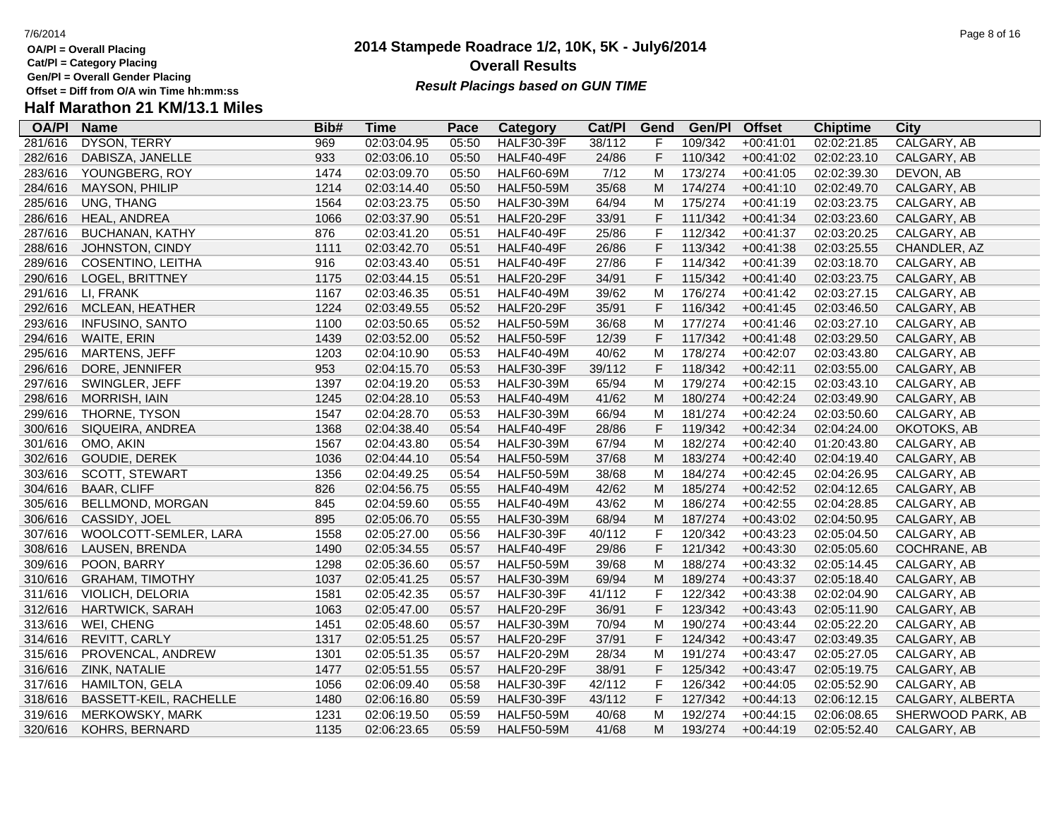OA/Pl = Overall Placing
Cat/Pl = Category Placing
Gen/Pl = Overall Gender Placing
Offset = Diff from O/A win Time hh:mm:ss

# 2014 Stampede Roadrace 1/2, 10K, 5K - July6/2014

## Overall Results

***Result Placings based on GUN TIME***

## Half Marathon 21 KM/13.1 Miles

| OA/Pl | Name | Bib# | Time | Pace | Category | Cat/Pl | Gend | Gen/Pl | Offset | Chiptime | City |
|---|---|---|---|---|---|---|---|---|---|---|---|
| 281/616 | DYSON, TERRY | 969 | 02:03:04.95 | 05:50 | HALF30-39F | 38/112 | F | 109/342 | +00:41:01 | 02:02:21.85 | CALGARY, AB |
| 282/616 | DABISZA, JANELLE | 933 | 02:03:06.10 | 05:50 | HALF40-49F | 24/86 | F | 110/342 | +00:41:02 | 02:02:23.10 | CALGARY, AB |
| 283/616 | YOUNGBERG, ROY | 1474 | 02:03:09.70 | 05:50 | HALF60-69M | 7/12 | M | 173/274 | +00:41:05 | 02:02:39.30 | DEVON, AB |
| 284/616 | MAYSON, PHILIP | 1214 | 02:03:14.40 | 05:50 | HALF50-59M | 35/68 | M | 174/274 | +00:41:10 | 02:02:49.70 | CALGARY, AB |
| 285/616 | UNG, THANG | 1564 | 02:03:23.75 | 05:50 | HALF30-39M | 64/94 | M | 175/274 | +00:41:19 | 02:03:23.75 | CALGARY, AB |
| 286/616 | HEAL, ANDREA | 1066 | 02:03:37.90 | 05:51 | HALF20-29F | 33/91 | F | 111/342 | +00:41:34 | 02:03:23.60 | CALGARY, AB |
| 287/616 | BUCHANAN, KATHY | 876 | 02:03:41.20 | 05:51 | HALF40-49F | 25/86 | F | 112/342 | +00:41:37 | 02:03:20.25 | CALGARY, AB |
| 288/616 | JOHNSTON, CINDY | 1111 | 02:03:42.70 | 05:51 | HALF40-49F | 26/86 | F | 113/342 | +00:41:38 | 02:03:25.55 | CHANDLER, AZ |
| 289/616 | COSENTINO, LEITHA | 916 | 02:03:43.40 | 05:51 | HALF40-49F | 27/86 | F | 114/342 | +00:41:39 | 02:03:18.70 | CALGARY, AB |
| 290/616 | LOGEL, BRITTNEY | 1175 | 02:03:44.15 | 05:51 | HALF20-29F | 34/91 | F | 115/342 | +00:41:40 | 02:03:23.75 | CALGARY, AB |
| 291/616 | LI, FRANK | 1167 | 02:03:46.35 | 05:51 | HALF40-49M | 39/62 | M | 176/274 | +00:41:42 | 02:03:27.15 | CALGARY, AB |
| 292/616 | MCLEAN, HEATHER | 1224 | 02:03:49.55 | 05:52 | HALF20-29F | 35/91 | F | 116/342 | +00:41:45 | 02:03:46.50 | CALGARY, AB |
| 293/616 | INFUSINO, SANTO | 1100 | 02:03:50.65 | 05:52 | HALF50-59M | 36/68 | M | 177/274 | +00:41:46 | 02:03:27.10 | CALGARY, AB |
| 294/616 | WAITE, ERIN | 1439 | 02:03:52.00 | 05:52 | HALF50-59F | 12/39 | F | 117/342 | +00:41:48 | 02:03:29.50 | CALGARY, AB |
| 295/616 | MARTENS, JEFF | 1203 | 02:04:10.90 | 05:53 | HALF40-49M | 40/62 | M | 178/274 | +00:42:07 | 02:03:43.80 | CALGARY, AB |
| 296/616 | DORE, JENNIFER | 953 | 02:04:15.70 | 05:53 | HALF30-39F | 39/112 | F | 118/342 | +00:42:11 | 02:03:55.00 | CALGARY, AB |
| 297/616 | SWINGLER, JEFF | 1397 | 02:04:19.20 | 05:53 | HALF30-39M | 65/94 | M | 179/274 | +00:42:15 | 02:03:43.10 | CALGARY, AB |
| 298/616 | MORRISH, IAIN | 1245 | 02:04:28.10 | 05:53 | HALF40-49M | 41/62 | M | 180/274 | +00:42:24 | 02:03:49.90 | CALGARY, AB |
| 299/616 | THORNE, TYSON | 1547 | 02:04:28.70 | 05:53 | HALF30-39M | 66/94 | M | 181/274 | +00:42:24 | 02:03:50.60 | CALGARY, AB |
| 300/616 | SIQUEIRA, ANDREA | 1368 | 02:04:38.40 | 05:54 | HALF40-49F | 28/86 | F | 119/342 | +00:42:34 | 02:04:24.00 | OKOTOKS, AB |
| 301/616 | OMO, AKIN | 1567 | 02:04:43.80 | 05:54 | HALF30-39M | 67/94 | M | 182/274 | +00:42:40 | 01:20:43.80 | CALGARY, AB |
| 302/616 | GOUDIE, DEREK | 1036 | 02:04:44.10 | 05:54 | HALF50-59M | 37/68 | M | 183/274 | +00:42:40 | 02:04:19.40 | CALGARY, AB |
| 303/616 | SCOTT, STEWART | 1356 | 02:04:49.25 | 05:54 | HALF50-59M | 38/68 | M | 184/274 | +00:42:45 | 02:04:26.95 | CALGARY, AB |
| 304/616 | BAAR, CLIFF | 826 | 02:04:56.75 | 05:55 | HALF40-49M | 42/62 | M | 185/274 | +00:42:52 | 02:04:12.65 | CALGARY, AB |
| 305/616 | BELLMOND, MORGAN | 845 | 02:04:59.60 | 05:55 | HALF40-49M | 43/62 | M | 186/274 | +00:42:55 | 02:04:28.85 | CALGARY, AB |
| 306/616 | CASSIDY, JOEL | 895 | 02:05:06.70 | 05:55 | HALF30-39M | 68/94 | M | 187/274 | +00:43:02 | 02:04:50.95 | CALGARY, AB |
| 307/616 | WOOLCOTT-SEMLER, LARA | 1558 | 02:05:27.00 | 05:56 | HALF30-39F | 40/112 | F | 120/342 | +00:43:23 | 02:05:04.50 | CALGARY, AB |
| 308/616 | LAUSEN, BRENDA | 1490 | 02:05:34.55 | 05:57 | HALF40-49F | 29/86 | F | 121/342 | +00:43:30 | 02:05:05.60 | COCHRANE, AB |
| 309/616 | POON, BARRY | 1298 | 02:05:36.60 | 05:57 | HALF50-59M | 39/68 | M | 188/274 | +00:43:32 | 02:05:14.45 | CALGARY, AB |
| 310/616 | GRAHAM, TIMOTHY | 1037 | 02:05:41.25 | 05:57 | HALF30-39M | 69/94 | M | 189/274 | +00:43:37 | 02:05:18.40 | CALGARY, AB |
| 311/616 | VIOLICH, DELORIA | 1581 | 02:05:42.35 | 05:57 | HALF30-39F | 41/112 | F | 122/342 | +00:43:38 | 02:02:04.90 | CALGARY, AB |
| 312/616 | HARTWICK, SARAH | 1063 | 02:05:47.00 | 05:57 | HALF20-29F | 36/91 | F | 123/342 | +00:43:43 | 02:05:11.90 | CALGARY, AB |
| 313/616 | WEI, CHENG | 1451 | 02:05:48.60 | 05:57 | HALF30-39M | 70/94 | M | 190/274 | +00:43:44 | 02:05:22.20 | CALGARY, AB |
| 314/616 | REVITT, CARLY | 1317 | 02:05:51.25 | 05:57 | HALF20-29F | 37/91 | F | 124/342 | +00:43:47 | 02:03:49.35 | CALGARY, AB |
| 315/616 | PROVENCAL, ANDREW | 1301 | 02:05:51.35 | 05:57 | HALF20-29M | 28/34 | M | 191/274 | +00:43:47 | 02:05:27.05 | CALGARY, AB |
| 316/616 | ZINK, NATALIE | 1477 | 02:05:51.55 | 05:57 | HALF20-29F | 38/91 | F | 125/342 | +00:43:47 | 02:05:19.75 | CALGARY, AB |
| 317/616 | HAMILTON, GELA | 1056 | 02:06:09.40 | 05:58 | HALF30-39F | 42/112 | F | 126/342 | +00:44:05 | 02:05:52.90 | CALGARY, AB |
| 318/616 | BASSETT-KEIL, RACHELLE | 1480 | 02:06:16.80 | 05:59 | HALF30-39F | 43/112 | F | 127/342 | +00:44:13 | 02:06:12.15 | CALGARY, ALBERTA |
| 319/616 | MERKOWSKY, MARK | 1231 | 02:06:19.50 | 05:59 | HALF50-59M | 40/68 | M | 192/274 | +00:44:15 | 02:06:08.65 | SHERWOOD PARK, AB |
| 320/616 | KOHRS, BERNARD | 1135 | 02:06:23.65 | 05:59 | HALF50-59M | 41/68 | M | 193/274 | +00:44:19 | 02:05:52.40 | CALGARY, AB |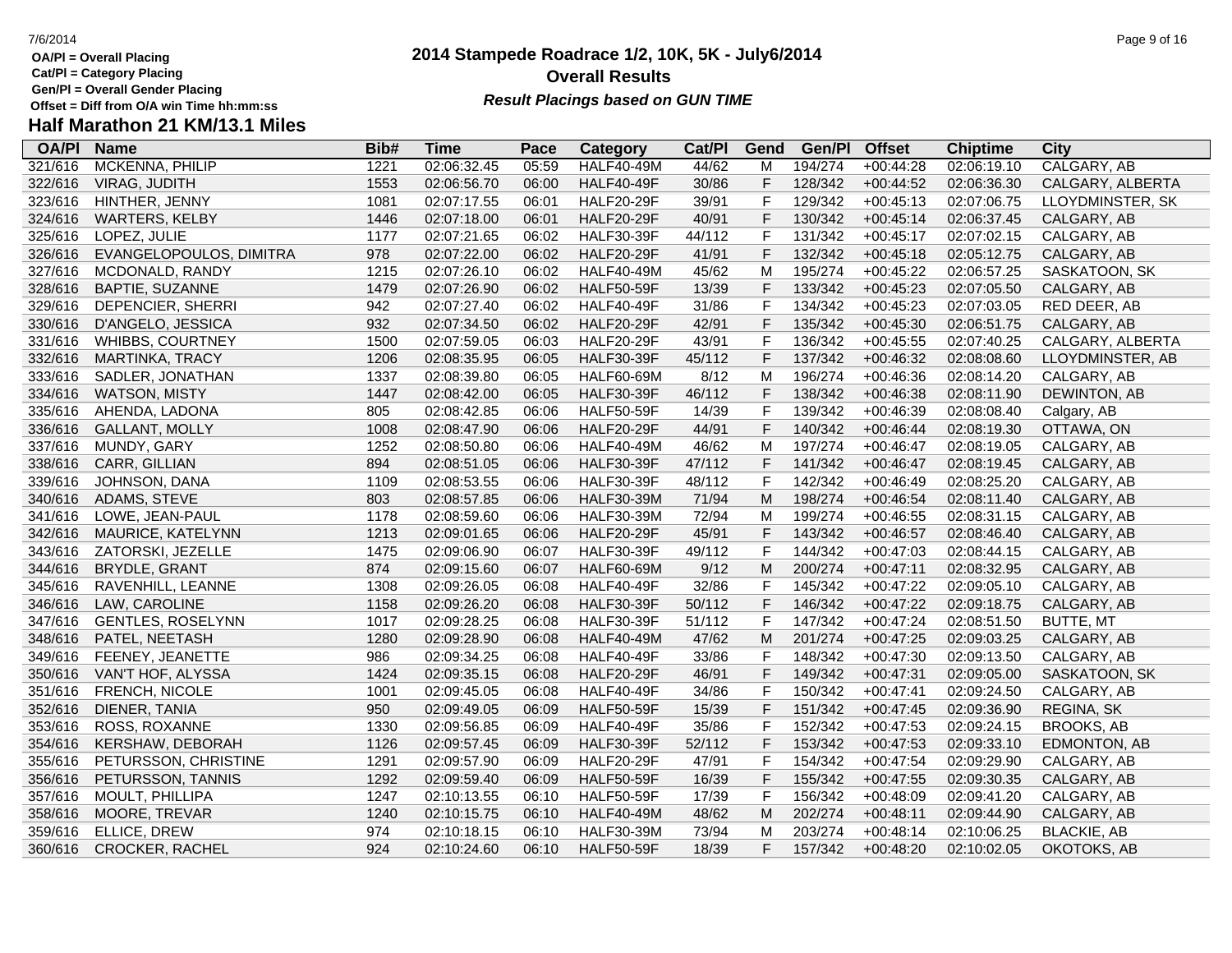OA/Pl = Overall Placing
Cat/Pl = Category Placing
Gen/Pl = Overall Gender Placing
Offset = Diff from O/A win Time hh:mm:ss

# 2014 Stampede Roadrace 1/2, 10K, 5K - July6/2014

## Overall Results

***Result Placings based on GUN TIME***

## Half Marathon 21 KM/13.1 Miles

| OA/Pl | Name | Bib# | Time | Pace | Category | Cat/Pl | Gend | Gen/Pl | Offset | Chiptime | City |
|---|---|---|---|---|---|---|---|---|---|---|---|
| 321/616 | MCKENNA, PHILIP | 1221 | 02:06:32.45 | 05:59 | HALF40-49M | 44/62 | M | 194/274 | +00:44:28 | 02:06:19.10 | CALGARY, AB |
| 322/616 | VIRAG, JUDITH | 1553 | 02:06:56.70 | 06:00 | HALF40-49F | 30/86 | F | 128/342 | +00:44:52 | 02:06:36.30 | CALGARY, ALBERTA |
| 323/616 | HINTHER, JENNY | 1081 | 02:07:17.55 | 06:01 | HALF20-29F | 39/91 | F | 129/342 | +00:45:13 | 02:07:06.75 | LLOYDMINSTER, SK |
| 324/616 | WARTERS, KELBY | 1446 | 02:07:18.00 | 06:01 | HALF20-29F | 40/91 | F | 130/342 | +00:45:14 | 02:06:37.45 | CALGARY, AB |
| 325/616 | LOPEZ, JULIE | 1177 | 02:07:21.65 | 06:02 | HALF30-39F | 44/112 | F | 131/342 | +00:45:17 | 02:07:02.15 | CALGARY, AB |
| 326/616 | EVANGELOPOULOS, DIMITRA | 978 | 02:07:22.00 | 06:02 | HALF20-29F | 41/91 | F | 132/342 | +00:45:18 | 02:05:12.75 | CALGARY, AB |
| 327/616 | MCDONALD, RANDY | 1215 | 02:07:26.10 | 06:02 | HALF40-49M | 45/62 | M | 195/274 | +00:45:22 | 02:06:57.25 | SASKATOON, SK |
| 328/616 | BAPTIE, SUZANNE | 1479 | 02:07:26.90 | 06:02 | HALF50-59F | 13/39 | F | 133/342 | +00:45:23 | 02:07:05.50 | CALGARY, AB |
| 329/616 | DEPENCIER, SHERRI | 942 | 02:07:27.40 | 06:02 | HALF40-49F | 31/86 | F | 134/342 | +00:45:23 | 02:07:03.05 | RED DEER, AB |
| 330/616 | D'ANGELO, JESSICA | 932 | 02:07:34.50 | 06:02 | HALF20-29F | 42/91 | F | 135/342 | +00:45:30 | 02:06:51.75 | CALGARY, AB |
| 331/616 | WHIBBS, COURTNEY | 1500 | 02:07:59.05 | 06:03 | HALF20-29F | 43/91 | F | 136/342 | +00:45:55 | 02:07:40.25 | CALGARY, ALBERTA |
| 332/616 | MARTINKA, TRACY | 1206 | 02:08:35.95 | 06:05 | HALF30-39F | 45/112 | F | 137/342 | +00:46:32 | 02:08:08.60 | LLOYDMINSTER, AB |
| 333/616 | SADLER, JONATHAN | 1337 | 02:08:39.80 | 06:05 | HALF60-69M | 8/12 | M | 196/274 | +00:46:36 | 02:08:14.20 | CALGARY, AB |
| 334/616 | WATSON, MISTY | 1447 | 02:08:42.00 | 06:05 | HALF30-39F | 46/112 | F | 138/342 | +00:46:38 | 02:08:11.90 | DEWINTON, AB |
| 335/616 | AHENDA, LADONA | 805 | 02:08:42.85 | 06:06 | HALF50-59F | 14/39 | F | 139/342 | +00:46:39 | 02:08:08.40 | Calgary, AB |
| 336/616 | GALLANT, MOLLY | 1008 | 02:08:47.90 | 06:06 | HALF20-29F | 44/91 | F | 140/342 | +00:46:44 | 02:08:19.30 | OTTAWA, ON |
| 337/616 | MUNDY, GARY | 1252 | 02:08:50.80 | 06:06 | HALF40-49M | 46/62 | M | 197/274 | +00:46:47 | 02:08:19.05 | CALGARY, AB |
| 338/616 | CARR, GILLIAN | 894 | 02:08:51.05 | 06:06 | HALF30-39F | 47/112 | F | 141/342 | +00:46:47 | 02:08:19.45 | CALGARY, AB |
| 339/616 | JOHNSON, DANA | 1109 | 02:08:53.55 | 06:06 | HALF30-39F | 48/112 | F | 142/342 | +00:46:49 | 02:08:25.20 | CALGARY, AB |
| 340/616 | ADAMS, STEVE | 803 | 02:08:57.85 | 06:06 | HALF30-39M | 71/94 | M | 198/274 | +00:46:54 | 02:08:11.40 | CALGARY, AB |
| 341/616 | LOWE, JEAN-PAUL | 1178 | 02:08:59.60 | 06:06 | HALF30-39M | 72/94 | M | 199/274 | +00:46:55 | 02:08:31.15 | CALGARY, AB |
| 342/616 | MAURICE, KATELYNN | 1213 | 02:09:01.65 | 06:06 | HALF20-29F | 45/91 | F | 143/342 | +00:46:57 | 02:08:46.40 | CALGARY, AB |
| 343/616 | ZATORSKI, JEZELLE | 1475 | 02:09:06.90 | 06:07 | HALF30-39F | 49/112 | F | 144/342 | +00:47:03 | 02:08:44.15 | CALGARY, AB |
| 344/616 | BRYDLE, GRANT | 874 | 02:09:15.60 | 06:07 | HALF60-69M | 9/12 | M | 200/274 | +00:47:11 | 02:08:32.95 | CALGARY, AB |
| 345/616 | RAVENHILL, LEANNE | 1308 | 02:09:26.05 | 06:08 | HALF40-49F | 32/86 | F | 145/342 | +00:47:22 | 02:09:05.10 | CALGARY, AB |
| 346/616 | LAW, CAROLINE | 1158 | 02:09:26.20 | 06:08 | HALF30-39F | 50/112 | F | 146/342 | +00:47:22 | 02:09:18.75 | CALGARY, AB |
| 347/616 | GENTLES, ROSELYNN | 1017 | 02:09:28.25 | 06:08 | HALF30-39F | 51/112 | F | 147/342 | +00:47:24 | 02:08:51.50 | BUTTE, MT |
| 348/616 | PATEL, NEETASH | 1280 | 02:09:28.90 | 06:08 | HALF40-49M | 47/62 | M | 201/274 | +00:47:25 | 02:09:03.25 | CALGARY, AB |
| 349/616 | FEENEY, JEANETTE | 986 | 02:09:34.25 | 06:08 | HALF40-49F | 33/86 | F | 148/342 | +00:47:30 | 02:09:13.50 | CALGARY, AB |
| 350/616 | VAN'T HOF, ALYSSA | 1424 | 02:09:35.15 | 06:08 | HALF20-29F | 46/91 | F | 149/342 | +00:47:31 | 02:09:05.00 | SASKATOON, SK |
| 351/616 | FRENCH, NICOLE | 1001 | 02:09:45.05 | 06:08 | HALF40-49F | 34/86 | F | 150/342 | +00:47:41 | 02:09:24.50 | CALGARY, AB |
| 352/616 | DIENER, TANIA | 950 | 02:09:49.05 | 06:09 | HALF50-59F | 15/39 | F | 151/342 | +00:47:45 | 02:09:36.90 | REGINA, SK |
| 353/616 | ROSS, ROXANNE | 1330 | 02:09:56.85 | 06:09 | HALF40-49F | 35/86 | F | 152/342 | +00:47:53 | 02:09:24.15 | BROOKS, AB |
| 354/616 | KERSHAW, DEBORAH | 1126 | 02:09:57.45 | 06:09 | HALF30-39F | 52/112 | F | 153/342 | +00:47:53 | 02:09:33.10 | EDMONTON, AB |
| 355/616 | PETURSSON, CHRISTINE | 1291 | 02:09:57.90 | 06:09 | HALF20-29F | 47/91 | F | 154/342 | +00:47:54 | 02:09:29.90 | CALGARY, AB |
| 356/616 | PETURSSON, TANNIS | 1292 | 02:09:59.40 | 06:09 | HALF50-59F | 16/39 | F | 155/342 | +00:47:55 | 02:09:30.35 | CALGARY, AB |
| 357/616 | MOULT, PHILLIPA | 1247 | 02:10:13.55 | 06:10 | HALF50-59F | 17/39 | F | 156/342 | +00:48:09 | 02:09:41.20 | CALGARY, AB |
| 358/616 | MOORE, TREVAR | 1240 | 02:10:15.75 | 06:10 | HALF40-49M | 48/62 | M | 202/274 | +00:48:11 | 02:09:44.90 | CALGARY, AB |
| 359/616 | ELLICE, DREW | 974 | 02:10:18.15 | 06:10 | HALF30-39M | 73/94 | M | 203/274 | +00:48:14 | 02:10:06.25 | BLACKIE, AB |
| 360/616 | CROCKER, RACHEL | 924 | 02:10:24.60 | 06:10 | HALF50-59F | 18/39 | F | 157/342 | +00:48:20 | 02:10:02.05 | OKOTOKS, AB |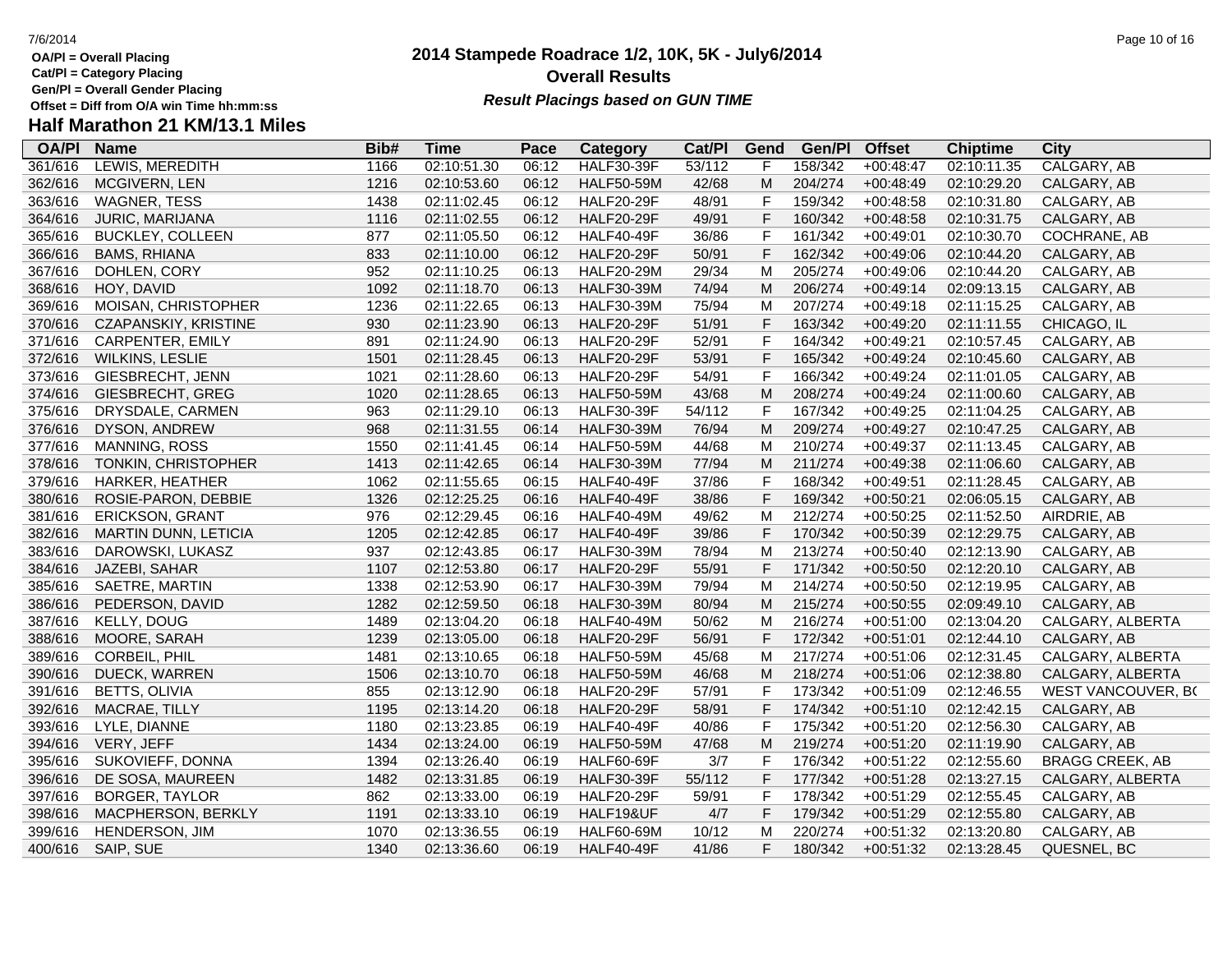OA/Pl = Overall Placing
Cat/Pl = Category Placing
Gen/Pl = Overall Gender Placing
Offset = Diff from O/A win Time hh:mm:ss

# 2014 Stampede Roadrace 1/2, 10K, 5K - July6/2014

## Overall Results

***Result Placings based on GUN TIME***

## Half Marathon 21 KM/13.1 Miles

| OA/Pl | Name | Bib# | Time | Pace | Category | Cat/Pl | Gend | Gen/Pl | Offset | Chiptime | City |
|---|---|---|---|---|---|---|---|---|---|---|---|
| 361/616 | LEWIS, MEREDITH | 1166 | 02:10:51.30 | 06:12 | HALF30-39F | 53/112 | F | 158/342 | +00:48:47 | 02:10:11.35 | CALGARY, AB |
| 362/616 | MCGIVERN, LEN | 1216 | 02:10:53.60 | 06:12 | HALF50-59M | 42/68 | M | 204/274 | +00:48:49 | 02:10:29.20 | CALGARY, AB |
| 363/616 | WAGNER, TESS | 1438 | 02:11:02.45 | 06:12 | HALF20-29F | 48/91 | F | 159/342 | +00:48:58 | 02:10:31.80 | CALGARY, AB |
| 364/616 | JURIC, MARIJANA | 1116 | 02:11:02.55 | 06:12 | HALF20-29F | 49/91 | F | 160/342 | +00:48:58 | 02:10:31.75 | CALGARY, AB |
| 365/616 | BUCKLEY, COLLEEN | 877 | 02:11:05.50 | 06:12 | HALF40-49F | 36/86 | F | 161/342 | +00:49:01 | 02:10:30.70 | COCHRANE, AB |
| 366/616 | BAMS, RHIANA | 833 | 02:11:10.00 | 06:12 | HALF20-29F | 50/91 | F | 162/342 | +00:49:06 | 02:10:44.20 | CALGARY, AB |
| 367/616 | DOHLEN, CORY | 952 | 02:11:10.25 | 06:13 | HALF20-29M | 29/34 | M | 205/274 | +00:49:06 | 02:10:44.20 | CALGARY, AB |
| 368/616 | HOY, DAVID | 1092 | 02:11:18.70 | 06:13 | HALF30-39M | 74/94 | M | 206/274 | +00:49:14 | 02:09:13.15 | CALGARY, AB |
| 369/616 | MOISAN, CHRISTOPHER | 1236 | 02:11:22.65 | 06:13 | HALF30-39M | 75/94 | M | 207/274 | +00:49:18 | 02:11:15.25 | CALGARY, AB |
| 370/616 | CZAPANSKIY, KRISTINE | 930 | 02:11:23.90 | 06:13 | HALF20-29F | 51/91 | F | 163/342 | +00:49:20 | 02:11:11.55 | CHICAGO, IL |
| 371/616 | CARPENTER, EMILY | 891 | 02:11:24.90 | 06:13 | HALF20-29F | 52/91 | F | 164/342 | +00:49:21 | 02:10:57.45 | CALGARY, AB |
| 372/616 | WILKINS, LESLIE | 1501 | 02:11:28.45 | 06:13 | HALF20-29F | 53/91 | F | 165/342 | +00:49:24 | 02:10:45.60 | CALGARY, AB |
| 373/616 | GIESBRECHT, JENN | 1021 | 02:11:28.60 | 06:13 | HALF20-29F | 54/91 | F | 166/342 | +00:49:24 | 02:11:01.05 | CALGARY, AB |
| 374/616 | GIESBRECHT, GREG | 1020 | 02:11:28.65 | 06:13 | HALF50-59M | 43/68 | M | 208/274 | +00:49:24 | 02:11:00.60 | CALGARY, AB |
| 375/616 | DRYSDALE, CARMEN | 963 | 02:11:29.10 | 06:13 | HALF30-39F | 54/112 | F | 167/342 | +00:49:25 | 02:11:04.25 | CALGARY, AB |
| 376/616 | DYSON, ANDREW | 968 | 02:11:31.55 | 06:14 | HALF30-39M | 76/94 | M | 209/274 | +00:49:27 | 02:10:47.25 | CALGARY, AB |
| 377/616 | MANNING, ROSS | 1550 | 02:11:41.45 | 06:14 | HALF50-59M | 44/68 | M | 210/274 | +00:49:37 | 02:11:13.45 | CALGARY, AB |
| 378/616 | TONKIN, CHRISTOPHER | 1413 | 02:11:42.65 | 06:14 | HALF30-39M | 77/94 | M | 211/274 | +00:49:38 | 02:11:06.60 | CALGARY, AB |
| 379/616 | HARKER, HEATHER | 1062 | 02:11:55.65 | 06:15 | HALF40-49F | 37/86 | F | 168/342 | +00:49:51 | 02:11:28.45 | CALGARY, AB |
| 380/616 | ROSIE-PARON, DEBBIE | 1326 | 02:12:25.25 | 06:16 | HALF40-49F | 38/86 | F | 169/342 | +00:50:21 | 02:06:05.15 | CALGARY, AB |
| 381/616 | ERICKSON, GRANT | 976 | 02:12:29.45 | 06:16 | HALF40-49M | 49/62 | M | 212/274 | +00:50:25 | 02:11:52.50 | AIRDRIE, AB |
| 382/616 | MARTIN DUNN, LETICIA | 1205 | 02:12:42.85 | 06:17 | HALF40-49F | 39/86 | F | 170/342 | +00:50:39 | 02:12:29.75 | CALGARY, AB |
| 383/616 | DAROWSKI, LUKASZ | 937 | 02:12:43.85 | 06:17 | HALF30-39M | 78/94 | M | 213/274 | +00:50:40 | 02:12:13.90 | CALGARY, AB |
| 384/616 | JAZEBI, SAHAR | 1107 | 02:12:53.80 | 06:17 | HALF20-29F | 55/91 | F | 171/342 | +00:50:50 | 02:12:20.10 | CALGARY, AB |
| 385/616 | SAETRE, MARTIN | 1338 | 02:12:53.90 | 06:17 | HALF30-39M | 79/94 | M | 214/274 | +00:50:50 | 02:12:19.95 | CALGARY, AB |
| 386/616 | PEDERSON, DAVID | 1282 | 02:12:59.50 | 06:18 | HALF30-39M | 80/94 | M | 215/274 | +00:50:55 | 02:09:49.10 | CALGARY, AB |
| 387/616 | KELLY, DOUG | 1489 | 02:13:04.20 | 06:18 | HALF40-49M | 50/62 | M | 216/274 | +00:51:00 | 02:13:04.20 | CALGARY, ALBERTA |
| 388/616 | MOORE, SARAH | 1239 | 02:13:05.00 | 06:18 | HALF20-29F | 56/91 | F | 172/342 | +00:51:01 | 02:12:44.10 | CALGARY, AB |
| 389/616 | CORBEIL, PHIL | 1481 | 02:13:10.65 | 06:18 | HALF50-59M | 45/68 | M | 217/274 | +00:51:06 | 02:12:31.45 | CALGARY, ALBERTA |
| 390/616 | DUECK, WARREN | 1506 | 02:13:10.70 | 06:18 | HALF50-59M | 46/68 | M | 218/274 | +00:51:06 | 02:12:38.80 | CALGARY, ALBERTA |
| 391/616 | BETTS, OLIVIA | 855 | 02:13:12.90 | 06:18 | HALF20-29F | 57/91 | F | 173/342 | +00:51:09 | 02:12:46.55 | WEST VANCOUVER, BC |
| 392/616 | MACRAE, TILLY | 1195 | 02:13:14.20 | 06:18 | HALF20-29F | 58/91 | F | 174/342 | +00:51:10 | 02:12:42.15 | CALGARY, AB |
| 393/616 | LYLE, DIANNE | 1180 | 02:13:23.85 | 06:19 | HALF40-49F | 40/86 | F | 175/342 | +00:51:20 | 02:12:56.30 | CALGARY, AB |
| 394/616 | VERY, JEFF | 1434 | 02:13:24.00 | 06:19 | HALF50-59M | 47/68 | M | 219/274 | +00:51:20 | 02:11:19.90 | CALGARY, AB |
| 395/616 | SUKOVIEFF, DONNA | 1394 | 02:13:26.40 | 06:19 | HALF60-69F | 3/7 | F | 176/342 | +00:51:22 | 02:12:55.60 | BRAGG CREEK, AB |
| 396/616 | DE SOSA, MAUREEN | 1482 | 02:13:31.85 | 06:19 | HALF30-39F | 55/112 | F | 177/342 | +00:51:28 | 02:13:27.15 | CALGARY, ALBERTA |
| 397/616 | BORGER, TAYLOR | 862 | 02:13:33.00 | 06:19 | HALF20-29F | 59/91 | F | 178/342 | +00:51:29 | 02:12:55.45 | CALGARY, AB |
| 398/616 | MACPHERSON, BERKLY | 1191 | 02:13:33.10 | 06:19 | HALF19&UF | 4/7 | F | 179/342 | +00:51:29 | 02:12:55.80 | CALGARY, AB |
| 399/616 | HENDERSON, JIM | 1070 | 02:13:36.55 | 06:19 | HALF60-69M | 10/12 | M | 220/274 | +00:51:32 | 02:13:20.80 | CALGARY, AB |
| 400/616 | SAIP, SUE | 1340 | 02:13:36.60 | 06:19 | HALF40-49F | 41/86 | F | 180/342 | +00:51:32 | 02:13:28.45 | QUESNEL, BC |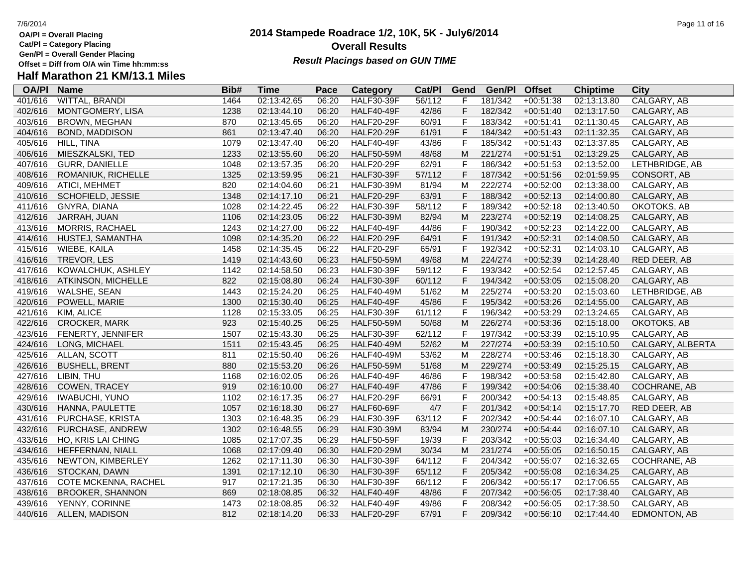OA/Pl = Overall Placing
Cat/Pl = Category Placing
Gen/Pl = Overall Gender Placing
Offset = Diff from O/A win Time hh:mm:ss

# 2014 Stampede Roadrace 1/2, 10K, 5K - July6/2014
## Overall Results
***Result Placings based on GUN TIME***

## Half Marathon 21 KM/13.1 Miles

| OA/Pl | Name | Bib# | Time | Pace | Category | Cat/Pl | Gend | Gen/Pl | Offset | Chiptime | City |
|---|---|---|---|---|---|---|---|---|---|---|---|
| 401/616 | WITTAL, BRANDI | 1464 | 02:13:42.65 | 06:20 | HALF30-39F | 56/112 | F | 181/342 | +00:51:38 | 02:13:13.80 | CALGARY, AB |
| 402/616 | MONTGOMERY, LISA | 1238 | 02:13:44.10 | 06:20 | HALF40-49F | 42/86 | F | 182/342 | +00:51:40 | 02:13:17.50 | CALGARY, AB |
| 403/616 | BROWN, MEGHAN | 870 | 02:13:45.65 | 06:20 | HALF20-29F | 60/91 | F | 183/342 | +00:51:41 | 02:11:30.45 | CALGARY, AB |
| 404/616 | BOND, MADDISON | 861 | 02:13:47.40 | 06:20 | HALF20-29F | 61/91 | F | 184/342 | +00:51:43 | 02:11:32.35 | CALGARY, AB |
| 405/616 | HILL, TINA | 1079 | 02:13:47.40 | 06:20 | HALF40-49F | 43/86 | F | 185/342 | +00:51:43 | 02:13:37.85 | CALGARY, AB |
| 406/616 | MIESZKALSKI, TED | 1233 | 02:13:55.60 | 06:20 | HALF50-59M | 48/68 | M | 221/274 | +00:51:51 | 02:13:29.25 | CALGARY, AB |
| 407/616 | GURR, DANIELLE | 1048 | 02:13:57.35 | 06:20 | HALF20-29F | 62/91 | F | 186/342 | +00:51:53 | 02:13:52.00 | LETHBRIDGE, AB |
| 408/616 | ROMANIUK, RICHELLE | 1325 | 02:13:59.95 | 06:21 | HALF30-39F | 57/112 | F | 187/342 | +00:51:56 | 02:01:59.95 | CONSORT, AB |
| 409/616 | ATICI, MEHMET | 820 | 02:14:04.60 | 06:21 | HALF30-39M | 81/94 | M | 222/274 | +00:52:00 | 02:13:38.00 | CALGARY, AB |
| 410/616 | SCHOFIELD, JESSIE | 1348 | 02:14:17.10 | 06:21 | HALF20-29F | 63/91 | F | 188/342 | +00:52:13 | 02:14:00.80 | CALGARY, AB |
| 411/616 | GNYRA, DIANA | 1028 | 02:14:22.45 | 06:22 | HALF30-39F | 58/112 | F | 189/342 | +00:52:18 | 02:13:40.50 | OKOTOKS, AB |
| 412/616 | JARRAH, JUAN | 1106 | 02:14:23.05 | 06:22 | HALF30-39M | 82/94 | M | 223/274 | +00:52:19 | 02:14:08.25 | CALGARY, AB |
| 413/616 | MORRIS, RACHAEL | 1243 | 02:14:27.00 | 06:22 | HALF40-49F | 44/86 | F | 190/342 | +00:52:23 | 02:14:22.00 | CALGARY, AB |
| 414/616 | HUSTEJ, SAMANTHA | 1098 | 02:14:35.20 | 06:22 | HALF20-29F | 64/91 | F | 191/342 | +00:52:31 | 02:14:08.50 | CALGARY, AB |
| 415/616 | WIEBE, KAILA | 1458 | 02:14:35.45 | 06:22 | HALF20-29F | 65/91 | F | 192/342 | +00:52:31 | 02:14:03.10 | CALGARY, AB |
| 416/616 | TREVOR, LES | 1419 | 02:14:43.60 | 06:23 | HALF50-59M | 49/68 | M | 224/274 | +00:52:39 | 02:14:28.40 | RED DEER, AB |
| 417/616 | KOWALCHUK, ASHLEY | 1142 | 02:14:58.50 | 06:23 | HALF30-39F | 59/112 | F | 193/342 | +00:52:54 | 02:12:57.45 | CALGARY, AB |
| 418/616 | ATKINSON, MICHELLE | 822 | 02:15:08.80 | 06:24 | HALF30-39F | 60/112 | F | 194/342 | +00:53:05 | 02:15:08.20 | CALGARY, AB |
| 419/616 | WALSHE, SEAN | 1443 | 02:15:24.20 | 06:25 | HALF40-49M | 51/62 | M | 225/274 | +00:53:20 | 02:15:03.60 | LETHBRIDGE, AB |
| 420/616 | POWELL, MARIE | 1300 | 02:15:30.40 | 06:25 | HALF40-49F | 45/86 | F | 195/342 | +00:53:26 | 02:14:55.00 | CALGARY, AB |
| 421/616 | KIM, ALICE | 1128 | 02:15:33.05 | 06:25 | HALF30-39F | 61/112 | F | 196/342 | +00:53:29 | 02:13:24.65 | CALGARY, AB |
| 422/616 | CROCKER, MARK | 923 | 02:15:40.25 | 06:25 | HALF50-59M | 50/68 | M | 226/274 | +00:53:36 | 02:15:18.00 | OKOTOKS, AB |
| 423/616 | FENERTY, JENNIFER | 1507 | 02:15:43.30 | 06:25 | HALF30-39F | 62/112 | F | 197/342 | +00:53:39 | 02:15:10.95 | CALGARY, AB |
| 424/616 | LONG, MICHAEL | 1511 | 02:15:43.45 | 06:25 | HALF40-49M | 52/62 | M | 227/274 | +00:53:39 | 02:15:10.50 | CALGARY, ALBERTA |
| 425/616 | ALLAN, SCOTT | 811 | 02:15:50.40 | 06:26 | HALF40-49M | 53/62 | M | 228/274 | +00:53:46 | 02:15:18.30 | CALGARY, AB |
| 426/616 | BUSHELL, BRENT | 880 | 02:15:53.20 | 06:26 | HALF50-59M | 51/68 | M | 229/274 | +00:53:49 | 02:15:25.15 | CALGARY, AB |
| 427/616 | LIBIN, THU | 1168 | 02:16:02.05 | 06:26 | HALF40-49F | 46/86 | F | 198/342 | +00:53:58 | 02:15:42.80 | CALGARY, AB |
| 428/616 | COWEN, TRACEY | 919 | 02:16:10.00 | 06:27 | HALF40-49F | 47/86 | F | 199/342 | +00:54:06 | 02:15:38.40 | COCHRANE, AB |
| 429/616 | IWABUCHI, YUNO | 1102 | 02:16:17.35 | 06:27 | HALF20-29F | 66/91 | F | 200/342 | +00:54:13 | 02:15:48.85 | CALGARY, AB |
| 430/616 | HANNA, PAULETTE | 1057 | 02:16:18.30 | 06:27 | HALF60-69F | 4/7 | F | 201/342 | +00:54:14 | 02:15:17.70 | RED DEER, AB |
| 431/616 | PURCHASE, KRISTA | 1303 | 02:16:48.35 | 06:29 | HALF30-39F | 63/112 | F | 202/342 | +00:54:44 | 02:16:07.10 | CALGARY, AB |
| 432/616 | PURCHASE, ANDREW | 1302 | 02:16:48.55 | 06:29 | HALF30-39M | 83/94 | M | 230/274 | +00:54:44 | 02:16:07.10 | CALGARY, AB |
| 433/616 | HO, KRIS LAI CHING | 1085 | 02:17:07.35 | 06:29 | HALF50-59F | 19/39 | F | 203/342 | +00:55:03 | 02:16:34.40 | CALGARY, AB |
| 434/616 | HEFFERNAN, NIALL | 1068 | 02:17:09.40 | 06:30 | HALF20-29M | 30/34 | M | 231/274 | +00:55:05 | 02:16:50.15 | CALGARY, AB |
| 435/616 | NEWTON, KIMBERLEY | 1262 | 02:17:11.30 | 06:30 | HALF30-39F | 64/112 | F | 204/342 | +00:55:07 | 02:16:32.65 | COCHRANE, AB |
| 436/616 | STOCKAN, DAWN | 1391 | 02:17:12.10 | 06:30 | HALF30-39F | 65/112 | F | 205/342 | +00:55:08 | 02:16:34.25 | CALGARY, AB |
| 437/616 | COTE MCKENNA, RACHEL | 917 | 02:17:21.35 | 06:30 | HALF30-39F | 66/112 | F | 206/342 | +00:55:17 | 02:17:06.55 | CALGARY, AB |
| 438/616 | BROOKER, SHANNON | 869 | 02:18:08.85 | 06:32 | HALF40-49F | 48/86 | F | 207/342 | +00:56:05 | 02:17:38.40 | CALGARY, AB |
| 439/616 | YENNY, CORINNE | 1473 | 02:18:08.85 | 06:32 | HALF40-49F | 49/86 | F | 208/342 | +00:56:05 | 02:17:38.50 | CALGARY, AB |
| 440/616 | ALLEN, MADISON | 812 | 02:18:14.20 | 06:33 | HALF20-29F | 67/91 | F | 209/342 | +00:56:10 | 02:17:44.40 | EDMONTON, AB |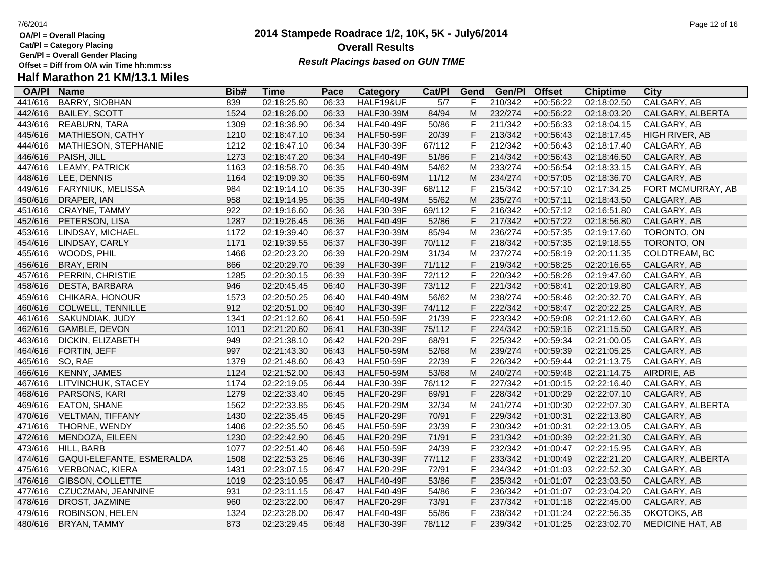OA/Pl = Overall Placing
Cat/Pl = Category Placing
Gen/Pl = Overall Gender Placing
Offset = Diff from O/A win Time hh:mm:ss

# 2014 Stampede Roadrace 1/2, 10K, 5K - July6/2014

## Overall Results

***Result Placings based on GUN TIME***

## Half Marathon 21 KM/13.1 Miles

| OA/Pl | Name | Bib# | Time | Pace | Category | Cat/Pl | Gend | Gen/Pl | Offset | Chiptime | City |
|---|---|---|---|---|---|---|---|---|---|---|---|
| 441/616 | BARRY, SIOBHAN | 839 | 02:18:25.80 | 06:33 | HALF19&UF | 5/7 | F | 210/342 | +00:56:22 | 02:18:02.50 | CALGARY, AB |
| 442/616 | BAILEY, SCOTT | 1524 | 02:18:26.00 | 06:33 | HALF30-39M | 84/94 | M | 232/274 | +00:56:22 | 02:18:03.20 | CALGARY, ALBERTA |
| 443/616 | REABURN, TARA | 1309 | 02:18:36.90 | 06:34 | HALF40-49F | 50/86 | F | 211/342 | +00:56:33 | 02:18:04.15 | CALGARY, AB |
| 445/616 | MATHIESON, CATHY | 1210 | 02:18:47.10 | 06:34 | HALF50-59F | 20/39 | F | 213/342 | +00:56:43 | 02:18:17.45 | HIGH RIVER, AB |
| 444/616 | MATHIESON, STEPHANIE | 1212 | 02:18:47.10 | 06:34 | HALF30-39F | 67/112 | F | 212/342 | +00:56:43 | 02:18:17.40 | CALGARY, AB |
| 446/616 | PAISH, JILL | 1273 | 02:18:47.20 | 06:34 | HALF40-49F | 51/86 | F | 214/342 | +00:56:43 | 02:18:46.50 | CALGARY, AB |
| 447/616 | LEAMY, PATRICK | 1163 | 02:18:58.70 | 06:35 | HALF40-49M | 54/62 | M | 233/274 | +00:56:54 | 02:18:33.15 | CALGARY, AB |
| 448/616 | LEE, DENNIS | 1164 | 02:19:09.30 | 06:35 | HALF60-69M | 11/12 | M | 234/274 | +00:57:05 | 02:18:36.70 | CALGARY, AB |
| 449/616 | FARYNIUK, MELISSA | 984 | 02:19:14.10 | 06:35 | HALF30-39F | 68/112 | F | 215/342 | +00:57:10 | 02:17:34.25 | FORT MCMURRAY, AB |
| 450/616 | DRAPER, IAN | 958 | 02:19:14.95 | 06:35 | HALF40-49M | 55/62 | M | 235/274 | +00:57:11 | 02:18:43.50 | CALGARY, AB |
| 451/616 | CRAYNE, TAMMY | 922 | 02:19:16.60 | 06:36 | HALF30-39F | 69/112 | F | 216/342 | +00:57:12 | 02:16:51.80 | CALGARY, AB |
| 452/616 | PETERSON, LISA | 1287 | 02:19:26.45 | 06:36 | HALF40-49F | 52/86 | F | 217/342 | +00:57:22 | 02:18:56.80 | CALGARY, AB |
| 453/616 | LINDSAY, MICHAEL | 1172 | 02:19:39.40 | 06:37 | HALF30-39M | 85/94 | M | 236/274 | +00:57:35 | 02:19:17.60 | TORONTO, ON |
| 454/616 | LINDSAY, CARLY | 1171 | 02:19:39.55 | 06:37 | HALF30-39F | 70/112 | F | 218/342 | +00:57:35 | 02:19:18.55 | TORONTO, ON |
| 455/616 | WOODS, PHIL | 1466 | 02:20:23.20 | 06:39 | HALF20-29M | 31/34 | M | 237/274 | +00:58:19 | 02:20:11.35 | COLDTREAM, BC |
| 456/616 | BRAY, ERIN | 866 | 02:20:29.70 | 06:39 | HALF30-39F | 71/112 | F | 219/342 | +00:58:25 | 02:20:16.65 | CALGARY, AB |
| 457/616 | PERRIN, CHRISTIE | 1285 | 02:20:30.15 | 06:39 | HALF30-39F | 72/112 | F | 220/342 | +00:58:26 | 02:19:47.60 | CALGARY, AB |
| 458/616 | DESTA, BARBARA | 946 | 02:20:45.45 | 06:40 | HALF30-39F | 73/112 | F | 221/342 | +00:58:41 | 02:20:19.80 | CALGARY, AB |
| 459/616 | CHIKARA, HONOUR | 1573 | 02:20:50.25 | 06:40 | HALF40-49M | 56/62 | M | 238/274 | +00:58:46 | 02:20:32.70 | CALGARY, AB |
| 460/616 | COLWELL, TENNILLE | 912 | 02:20:51.00 | 06:40 | HALF30-39F | 74/112 | F | 222/342 | +00:58:47 | 02:20:22.25 | CALGARY, AB |
| 461/616 | SAKUNDIAK, JUDY | 1341 | 02:21:12.60 | 06:41 | HALF50-59F | 21/39 | F | 223/342 | +00:59:08 | 02:21:12.60 | CALGARY, AB |
| 462/616 | GAMBLE, DEVON | 1011 | 02:21:20.60 | 06:41 | HALF30-39F | 75/112 | F | 224/342 | +00:59:16 | 02:21:15.50 | CALGARY, AB |
| 463/616 | DICKIN, ELIZABETH | 949 | 02:21:38.10 | 06:42 | HALF20-29F | 68/91 | F | 225/342 | +00:59:34 | 02:21:00.05 | CALGARY, AB |
| 464/616 | FORTIN, JEFF | 997 | 02:21:43.30 | 06:43 | HALF50-59M | 52/68 | M | 239/274 | +00:59:39 | 02:21:05.25 | CALGARY, AB |
| 465/616 | SO, RAE | 1379 | 02:21:48.60 | 06:43 | HALF50-59F | 22/39 | F | 226/342 | +00:59:44 | 02:21:13.75 | CALGARY, AB |
| 466/616 | KENNY, JAMES | 1124 | 02:21:52.00 | 06:43 | HALF50-59M | 53/68 | M | 240/274 | +00:59:48 | 02:21:14.75 | AIRDRIE, AB |
| 467/616 | LITVINCHUK, STACEY | 1174 | 02:22:19.05 | 06:44 | HALF30-39F | 76/112 | F | 227/342 | +01:00:15 | 02:22:16.40 | CALGARY, AB |
| 468/616 | PARSONS, KARI | 1279 | 02:22:33.40 | 06:45 | HALF20-29F | 69/91 | F | 228/342 | +01:00:29 | 02:22:07.10 | CALGARY, AB |
| 469/616 | EATON, SHANE | 1562 | 02:22:33.85 | 06:45 | HALF20-29M | 32/34 | M | 241/274 | +01:00:30 | 02:22:07.30 | CALGARY, ALBERTA |
| 470/616 | VELTMAN, TIFFANY | 1430 | 02:22:35.45 | 06:45 | HALF20-29F | 70/91 | F | 229/342 | +01:00:31 | 02:22:13.80 | CALGARY, AB |
| 471/616 | THORNE, WENDY | 1406 | 02:22:35.50 | 06:45 | HALF50-59F | 23/39 | F | 230/342 | +01:00:31 | 02:22:13.05 | CALGARY, AB |
| 472/616 | MENDOZA, EILEEN | 1230 | 02:22:42.90 | 06:45 | HALF20-29F | 71/91 | F | 231/342 | +01:00:39 | 02:22:21.30 | CALGARY, AB |
| 473/616 | HILL, BARB | 1077 | 02:22:51.40 | 06:46 | HALF50-59F | 24/39 | F | 232/342 | +01:00:47 | 02:22:15.95 | CALGARY, AB |
| 474/616 | GAQUI-ELEFANTE, ESMERALDA | 1508 | 02:22:53.25 | 06:46 | HALF30-39F | 77/112 | F | 233/342 | +01:00:49 | 02:22:21.20 | CALGARY, ALBERTA |
| 475/616 | VERBONAC, KIERA | 1431 | 02:23:07.15 | 06:47 | HALF20-29F | 72/91 | F | 234/342 | +01:01:03 | 02:22:52.30 | CALGARY, AB |
| 476/616 | GIBSON, COLLETTE | 1019 | 02:23:10.95 | 06:47 | HALF40-49F | 53/86 | F | 235/342 | +01:01:07 | 02:23:03.50 | CALGARY, AB |
| 477/616 | CZUCZMAN, JEANNINE | 931 | 02:23:11.15 | 06:47 | HALF40-49F | 54/86 | F | 236/342 | +01:01:07 | 02:23:04.20 | CALGARY, AB |
| 478/616 | DROST, JAZMINE | 960 | 02:23:22.00 | 06:47 | HALF20-29F | 73/91 | F | 237/342 | +01:01:18 | 02:22:45.00 | CALGARY, AB |
| 479/616 | ROBINSON, HELEN | 1324 | 02:23:28.00 | 06:47 | HALF40-49F | 55/86 | F | 238/342 | +01:01:24 | 02:22:56.35 | OKOTOKS, AB |
| 480/616 | BRYAN, TAMMY | 873 | 02:23:29.45 | 06:48 | HALF30-39F | 78/112 | F | 239/342 | +01:01:25 | 02:23:02.70 | MEDICINE HAT, AB |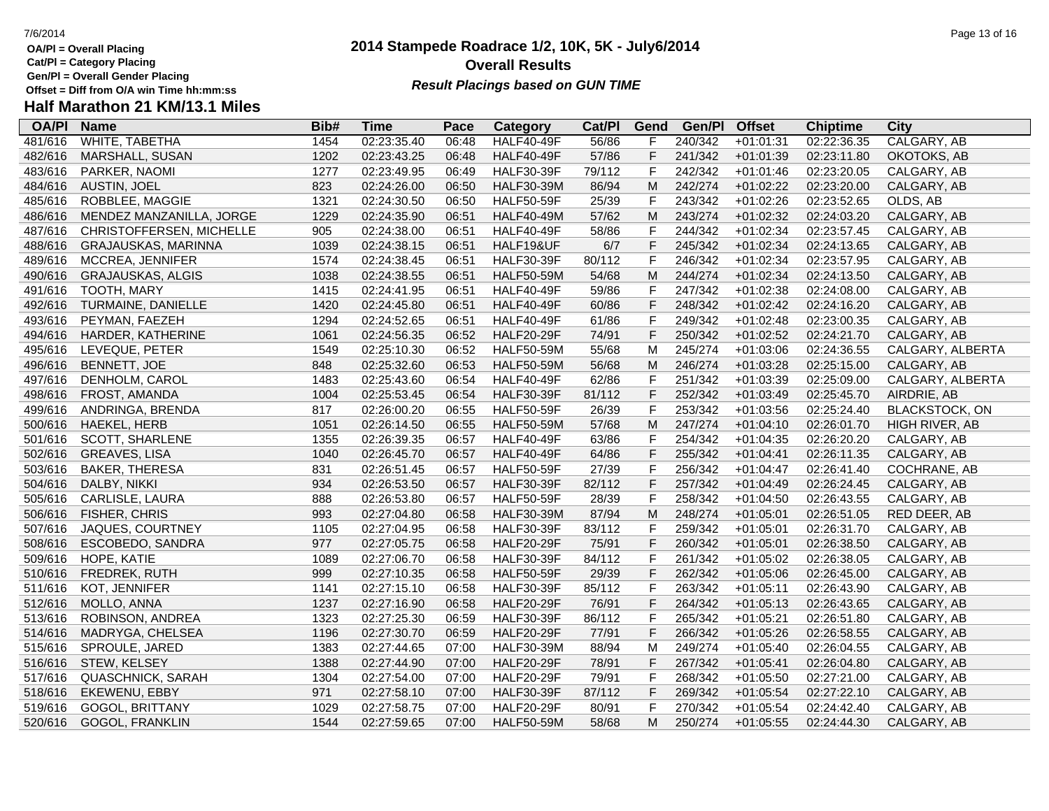OA/Pl = Overall Placing
Cat/Pl = Category Placing
Gen/Pl = Overall Gender Placing
Offset = Diff from O/A win Time hh:mm:ss

# 2014 Stampede Roadrace 1/2, 10K, 5K - July6/2014
## Overall Results
*Result Placings based on GUN TIME*

## Half Marathon 21 KM/13.1 Miles

| OA/Pl | Name | Bib# | Time | Pace | Category | Cat/Pl | Gend | Gen/Pl | Offset | Chiptime | City |
|---|---|---|---|---|---|---|---|---|---|---|---|
| 481/616 | WHITE, TABETHA | 1454 | 02:23:35.40 | 06:48 | HALF40-49F | 56/86 | F | 240/342 | +01:01:31 | 02:22:36.35 | CALGARY, AB |
| 482/616 | MARSHALL, SUSAN | 1202 | 02:23:43.25 | 06:48 | HALF40-49F | 57/86 | F | 241/342 | +01:01:39 | 02:23:11.80 | OKOTOKS, AB |
| 483/616 | PARKER, NAOMI | 1277 | 02:23:49.95 | 06:49 | HALF30-39F | 79/112 | F | 242/342 | +01:01:46 | 02:23:20.05 | CALGARY, AB |
| 484/616 | AUSTIN, JOEL | 823 | 02:24:26.00 | 06:50 | HALF30-39M | 86/94 | M | 242/274 | +01:02:22 | 02:23:20.00 | CALGARY, AB |
| 485/616 | ROBBLEE, MAGGIE | 1321 | 02:24:30.50 | 06:50 | HALF50-59F | 25/39 | F | 243/342 | +01:02:26 | 02:23:52.65 | OLDS, AB |
| 486/616 | MENDEZ MANZANILLA, JORGE | 1229 | 02:24:35.90 | 06:51 | HALF40-49M | 57/62 | M | 243/274 | +01:02:32 | 02:24:03.20 | CALGARY, AB |
| 487/616 | CHRISTOFFERSEN, MICHELLE | 905 | 02:24:38.00 | 06:51 | HALF40-49F | 58/86 | F | 244/342 | +01:02:34 | 02:23:57.45 | CALGARY, AB |
| 488/616 | GRAJAUSKAS, MARINNA | 1039 | 02:24:38.15 | 06:51 | HALF19&UF | 6/7 | F | 245/342 | +01:02:34 | 02:24:13.65 | CALGARY, AB |
| 489/616 | MCCREA, JENNIFER | 1574 | 02:24:38.45 | 06:51 | HALF30-39F | 80/112 | F | 246/342 | +01:02:34 | 02:23:57.95 | CALGARY, AB |
| 490/616 | GRAJAUSKAS, ALGIS | 1038 | 02:24:38.55 | 06:51 | HALF50-59M | 54/68 | M | 244/274 | +01:02:34 | 02:24:13.50 | CALGARY, AB |
| 491/616 | TOOTH, MARY | 1415 | 02:24:41.95 | 06:51 | HALF40-49F | 59/86 | F | 247/342 | +01:02:38 | 02:24:08.00 | CALGARY, AB |
| 492/616 | TURMAINE, DANIELLE | 1420 | 02:24:45.80 | 06:51 | HALF40-49F | 60/86 | F | 248/342 | +01:02:42 | 02:24:16.20 | CALGARY, AB |
| 493/616 | PEYMAN, FAEZEH | 1294 | 02:24:52.65 | 06:51 | HALF40-49F | 61/86 | F | 249/342 | +01:02:48 | 02:23:00.35 | CALGARY, AB |
| 494/616 | HARDER, KATHERINE | 1061 | 02:24:56.35 | 06:52 | HALF20-29F | 74/91 | F | 250/342 | +01:02:52 | 02:24:21.70 | CALGARY, AB |
| 495/616 | LEVEQUE, PETER | 1549 | 02:25:10.30 | 06:52 | HALF50-59M | 55/68 | M | 245/274 | +01:03:06 | 02:24:36.55 | CALGARY, ALBERTA |
| 496/616 | BENNETT, JOE | 848 | 02:25:32.60 | 06:53 | HALF50-59M | 56/68 | M | 246/274 | +01:03:28 | 02:25:15.00 | CALGARY, AB |
| 497/616 | DENHOLM, CAROL | 1483 | 02:25:43.60 | 06:54 | HALF40-49F | 62/86 | F | 251/342 | +01:03:39 | 02:25:09.00 | CALGARY, ALBERTA |
| 498/616 | FROST, AMANDA | 1004 | 02:25:53.45 | 06:54 | HALF30-39F | 81/112 | F | 252/342 | +01:03:49 | 02:25:45.70 | AIRDRIE, AB |
| 499/616 | ANDRINGA, BRENDA | 817 | 02:26:00.20 | 06:55 | HALF50-59F | 26/39 | F | 253/342 | +01:03:56 | 02:25:24.40 | BLACKSTOCK, ON |
| 500/616 | HAEKEL, HERB | 1051 | 02:26:14.50 | 06:55 | HALF50-59M | 57/68 | M | 247/274 | +01:04:10 | 02:26:01.70 | HIGH RIVER, AB |
| 501/616 | SCOTT, SHARLENE | 1355 | 02:26:39.35 | 06:57 | HALF40-49F | 63/86 | F | 254/342 | +01:04:35 | 02:26:20.20 | CALGARY, AB |
| 502/616 | GREAVES, LISA | 1040 | 02:26:45.70 | 06:57 | HALF40-49F | 64/86 | F | 255/342 | +01:04:41 | 02:26:11.35 | CALGARY, AB |
| 503/616 | BAKER, THERESA | 831 | 02:26:51.45 | 06:57 | HALF50-59F | 27/39 | F | 256/342 | +01:04:47 | 02:26:41.40 | COCHRANE, AB |
| 504/616 | DALBY, NIKKI | 934 | 02:26:53.50 | 06:57 | HALF30-39F | 82/112 | F | 257/342 | +01:04:49 | 02:26:24.45 | CALGARY, AB |
| 505/616 | CARLISLE, LAURA | 888 | 02:26:53.80 | 06:57 | HALF50-59F | 28/39 | F | 258/342 | +01:04:50 | 02:26:43.55 | CALGARY, AB |
| 506/616 | FISHER, CHRIS | 993 | 02:27:04.80 | 06:58 | HALF30-39M | 87/94 | M | 248/274 | +01:05:01 | 02:26:51.05 | RED DEER, AB |
| 507/616 | JAQUES, COURTNEY | 1105 | 02:27:04.95 | 06:58 | HALF30-39F | 83/112 | F | 259/342 | +01:05:01 | 02:26:31.70 | CALGARY, AB |
| 508/616 | ESCOBEDO, SANDRA | 977 | 02:27:05.75 | 06:58 | HALF20-29F | 75/91 | F | 260/342 | +01:05:01 | 02:26:38.50 | CALGARY, AB |
| 509/616 | HOPE, KATIE | 1089 | 02:27:06.70 | 06:58 | HALF30-39F | 84/112 | F | 261/342 | +01:05:02 | 02:26:38.05 | CALGARY, AB |
| 510/616 | FREDREK, RUTH | 999 | 02:27:10.35 | 06:58 | HALF50-59F | 29/39 | F | 262/342 | +01:05:06 | 02:26:45.00 | CALGARY, AB |
| 511/616 | KOT, JENNIFER | 1141 | 02:27:15.10 | 06:58 | HALF30-39F | 85/112 | F | 263/342 | +01:05:11 | 02:26:43.90 | CALGARY, AB |
| 512/616 | MOLLO, ANNA | 1237 | 02:27:16.90 | 06:58 | HALF20-29F | 76/91 | F | 264/342 | +01:05:13 | 02:26:43.65 | CALGARY, AB |
| 513/616 | ROBINSON, ANDREA | 1323 | 02:27:25.30 | 06:59 | HALF30-39F | 86/112 | F | 265/342 | +01:05:21 | 02:26:51.80 | CALGARY, AB |
| 514/616 | MADRYGA, CHELSEA | 1196 | 02:27:30.70 | 06:59 | HALF20-29F | 77/91 | F | 266/342 | +01:05:26 | 02:26:58.55 | CALGARY, AB |
| 515/616 | SPROULE, JARED | 1383 | 02:27:44.65 | 07:00 | HALF30-39M | 88/94 | M | 249/274 | +01:05:40 | 02:26:04.55 | CALGARY, AB |
| 516/616 | STEW, KELSEY | 1388 | 02:27:44.90 | 07:00 | HALF20-29F | 78/91 | F | 267/342 | +01:05:41 | 02:26:04.80 | CALGARY, AB |
| 517/616 | QUASCHNICK, SARAH | 1304 | 02:27:54.00 | 07:00 | HALF20-29F | 79/91 | F | 268/342 | +01:05:50 | 02:27:21.00 | CALGARY, AB |
| 518/616 | EKEWENU, EBBY | 971 | 02:27:58.10 | 07:00 | HALF30-39F | 87/112 | F | 269/342 | +01:05:54 | 02:27:22.10 | CALGARY, AB |
| 519/616 | GOGOL, BRITTANY | 1029 | 02:27:58.75 | 07:00 | HALF20-29F | 80/91 | F | 270/342 | +01:05:54 | 02:24:42.40 | CALGARY, AB |
| 520/616 | GOGOL, FRANKLIN | 1544 | 02:27:59.65 | 07:00 | HALF50-59M | 58/68 | M | 250/274 | +01:05:55 | 02:24:44.30 | CALGARY, AB |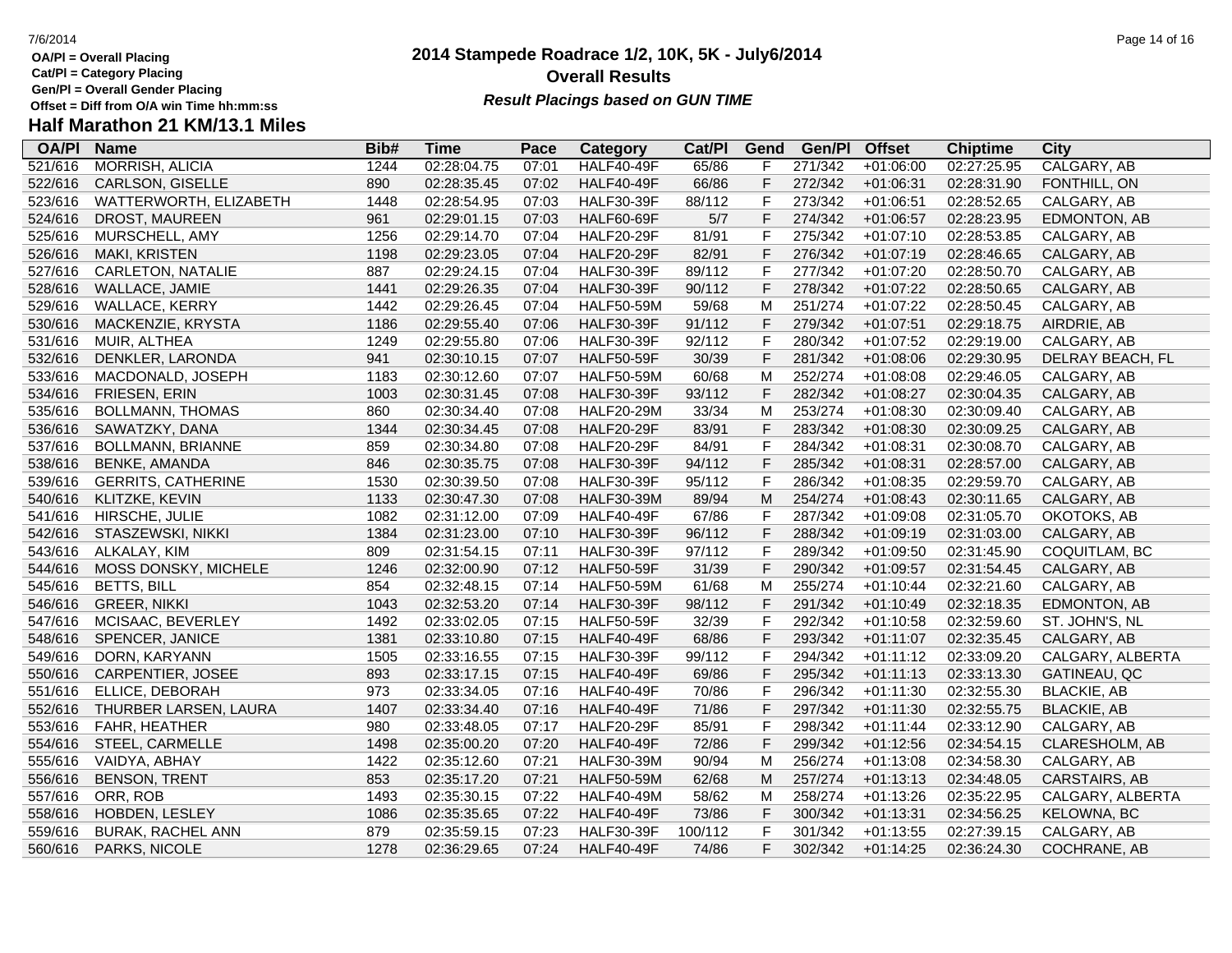OA/Pl = Overall Placing
Cat/Pl = Category Placing
Gen/Pl = Overall Gender Placing
Offset = Diff from O/A win Time hh:mm:ss

# 2014 Stampede Roadrace 1/2, 10K, 5K - July6/2014

## Overall Results

***Result Placings based on GUN TIME***

## Half Marathon 21 KM/13.1 Miles

| OA/Pl | Name | Bib# | Time | Pace | Category | Cat/Pl | Gend | Gen/Pl | Offset | Chiptime | City |
|---|---|---|---|---|---|---|---|---|---|---|---|
| 521/616 | MORRISH, ALICIA | 1244 | 02:28:04.75 | 07:01 | HALF40-49F | 65/86 | F | 271/342 | +01:06:00 | 02:27:25.95 | CALGARY, AB |
| 522/616 | CARLSON, GISELLE | 890 | 02:28:35.45 | 07:02 | HALF40-49F | 66/86 | F | 272/342 | +01:06:31 | 02:28:31.90 | FONTHILL, ON |
| 523/616 | WATTERWORTH, ELIZABETH | 1448 | 02:28:54.95 | 07:03 | HALF30-39F | 88/112 | F | 273/342 | +01:06:51 | 02:28:52.65 | CALGARY, AB |
| 524/616 | DROST, MAUREEN | 961 | 02:29:01.15 | 07:03 | HALF60-69F | 5/7 | F | 274/342 | +01:06:57 | 02:28:23.95 | EDMONTON, AB |
| 525/616 | MURSCHELL, AMY | 1256 | 02:29:14.70 | 07:04 | HALF20-29F | 81/91 | F | 275/342 | +01:07:10 | 02:28:53.85 | CALGARY, AB |
| 526/616 | MAKI, KRISTEN | 1198 | 02:29:23.05 | 07:04 | HALF20-29F | 82/91 | F | 276/342 | +01:07:19 | 02:28:46.65 | CALGARY, AB |
| 527/616 | CARLETON, NATALIE | 887 | 02:29:24.15 | 07:04 | HALF30-39F | 89/112 | F | 277/342 | +01:07:20 | 02:28:50.70 | CALGARY, AB |
| 528/616 | WALLACE, JAMIE | 1441 | 02:29:26.35 | 07:04 | HALF30-39F | 90/112 | F | 278/342 | +01:07:22 | 02:28:50.65 | CALGARY, AB |
| 529/616 | WALLACE, KERRY | 1442 | 02:29:26.45 | 07:04 | HALF50-59M | 59/68 | M | 251/274 | +01:07:22 | 02:28:50.45 | CALGARY, AB |
| 530/616 | MACKENZIE, KRYSTA | 1186 | 02:29:55.40 | 07:06 | HALF30-39F | 91/112 | F | 279/342 | +01:07:51 | 02:29:18.75 | AIRDRIE, AB |
| 531/616 | MUIR, ALTHEA | 1249 | 02:29:55.80 | 07:06 | HALF30-39F | 92/112 | F | 280/342 | +01:07:52 | 02:29:19.00 | CALGARY, AB |
| 532/616 | DENKLER, LARONDA | 941 | 02:30:10.15 | 07:07 | HALF50-59F | 30/39 | F | 281/342 | +01:08:06 | 02:29:30.95 | DELRAY BEACH, FL |
| 533/616 | MACDONALD, JOSEPH | 1183 | 02:30:12.60 | 07:07 | HALF50-59M | 60/68 | M | 252/274 | +01:08:08 | 02:29:46.05 | CALGARY, AB |
| 534/616 | FRIESEN, ERIN | 1003 | 02:30:31.45 | 07:08 | HALF30-39F | 93/112 | F | 282/342 | +01:08:27 | 02:30:04.35 | CALGARY, AB |
| 535/616 | BOLLMANN, THOMAS | 860 | 02:30:34.40 | 07:08 | HALF20-29M | 33/34 | M | 253/274 | +01:08:30 | 02:30:09.40 | CALGARY, AB |
| 536/616 | SAWATZKY, DANA | 1344 | 02:30:34.45 | 07:08 | HALF20-29F | 83/91 | F | 283/342 | +01:08:30 | 02:30:09.25 | CALGARY, AB |
| 537/616 | BOLLMANN, BRIANNE | 859 | 02:30:34.80 | 07:08 | HALF20-29F | 84/91 | F | 284/342 | +01:08:31 | 02:30:08.70 | CALGARY, AB |
| 538/616 | BENKE, AMANDA | 846 | 02:30:35.75 | 07:08 | HALF30-39F | 94/112 | F | 285/342 | +01:08:31 | 02:28:57.00 | CALGARY, AB |
| 539/616 | GERRITS, CATHERINE | 1530 | 02:30:39.50 | 07:08 | HALF30-39F | 95/112 | F | 286/342 | +01:08:35 | 02:29:59.70 | CALGARY, AB |
| 540/616 | KLITZKE, KEVIN | 1133 | 02:30:47.30 | 07:08 | HALF30-39M | 89/94 | M | 254/274 | +01:08:43 | 02:30:11.65 | CALGARY, AB |
| 541/616 | HIRSCHE, JULIE | 1082 | 02:31:12.00 | 07:09 | HALF40-49F | 67/86 | F | 287/342 | +01:09:08 | 02:31:05.70 | OKOTOKS, AB |
| 542/616 | STASZEWSKI, NIKKI | 1384 | 02:31:23.00 | 07:10 | HALF30-39F | 96/112 | F | 288/342 | +01:09:19 | 02:31:03.00 | CALGARY, AB |
| 543/616 | ALKALAY, KIM | 809 | 02:31:54.15 | 07:11 | HALF30-39F | 97/112 | F | 289/342 | +01:09:50 | 02:31:45.90 | COQUITLAM, BC |
| 544/616 | MOSS DONSKY, MICHELE | 1246 | 02:32:00.90 | 07:12 | HALF50-59F | 31/39 | F | 290/342 | +01:09:57 | 02:31:54.45 | CALGARY, AB |
| 545/616 | BETTS, BILL | 854 | 02:32:48.15 | 07:14 | HALF50-59M | 61/68 | M | 255/274 | +01:10:44 | 02:32:21.60 | CALGARY, AB |
| 546/616 | GREER, NIKKI | 1043 | 02:32:53.20 | 07:14 | HALF30-39F | 98/112 | F | 291/342 | +01:10:49 | 02:32:18.35 | EDMONTON, AB |
| 547/616 | MCISAAC, BEVERLEY | 1492 | 02:33:02.05 | 07:15 | HALF50-59F | 32/39 | F | 292/342 | +01:10:58 | 02:32:59.60 | ST. JOHN'S, NL |
| 548/616 | SPENCER, JANICE | 1381 | 02:33:10.80 | 07:15 | HALF40-49F | 68/86 | F | 293/342 | +01:11:07 | 02:32:35.45 | CALGARY, AB |
| 549/616 | DORN, KARYANN | 1505 | 02:33:16.55 | 07:15 | HALF30-39F | 99/112 | F | 294/342 | +01:11:12 | 02:33:09.20 | CALGARY, ALBERTA |
| 550/616 | CARPENTIER, JOSEE | 893 | 02:33:17.15 | 07:15 | HALF40-49F | 69/86 | F | 295/342 | +01:11:13 | 02:33:13.30 | GATINEAU, QC |
| 551/616 | ELLICE, DEBORAH | 973 | 02:33:34.05 | 07:16 | HALF40-49F | 70/86 | F | 296/342 | +01:11:30 | 02:32:55.30 | BLACKIE, AB |
| 552/616 | THURBER LARSEN, LAURA | 1407 | 02:33:34.40 | 07:16 | HALF40-49F | 71/86 | F | 297/342 | +01:11:30 | 02:32:55.75 | BLACKIE, AB |
| 553/616 | FAHR, HEATHER | 980 | 02:33:48.05 | 07:17 | HALF20-29F | 85/91 | F | 298/342 | +01:11:44 | 02:33:12.90 | CALGARY, AB |
| 554/616 | STEEL, CARMELLE | 1498 | 02:35:00.20 | 07:20 | HALF40-49F | 72/86 | F | 299/342 | +01:12:56 | 02:34:54.15 | CLARESHOLM, AB |
| 555/616 | VAIDYA, ABHAY | 1422 | 02:35:12.60 | 07:21 | HALF30-39M | 90/94 | M | 256/274 | +01:13:08 | 02:34:58.30 | CALGARY, AB |
| 556/616 | BENSON, TRENT | 853 | 02:35:17.20 | 07:21 | HALF50-59M | 62/68 | M | 257/274 | +01:13:13 | 02:34:48.05 | CARSTAIRS, AB |
| 557/616 | ORR, ROB | 1493 | 02:35:30.15 | 07:22 | HALF40-49M | 58/62 | M | 258/274 | +01:13:26 | 02:35:22.95 | CALGARY, ALBERTA |
| 558/616 | HOBDEN, LESLEY | 1086 | 02:35:35.65 | 07:22 | HALF40-49F | 73/86 | F | 300/342 | +01:13:31 | 02:34:56.25 | KELOWNA, BC |
| 559/616 | BURAK, RACHEL ANN | 879 | 02:35:59.15 | 07:23 | HALF30-39F | 100/112 | F | 301/342 | +01:13:55 | 02:27:39.15 | CALGARY, AB |
| 560/616 | PARKS, NICOLE | 1278 | 02:36:29.65 | 07:24 | HALF40-49F | 74/86 | F | 302/342 | +01:14:25 | 02:36:24.30 | COCHRANE, AB |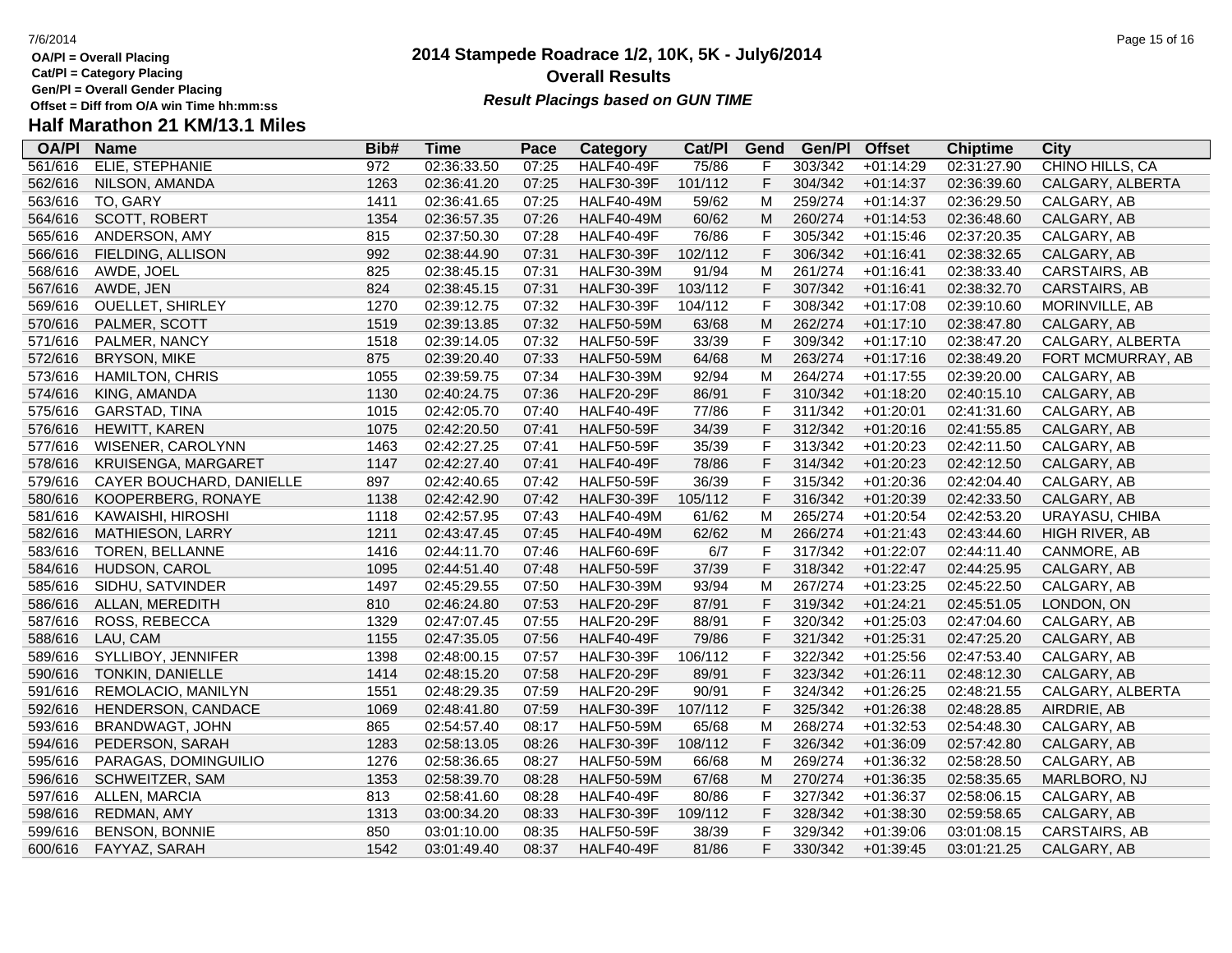OA/Pl = Overall Placing
Cat/Pl = Category Placing
Gen/Pl = Overall Gender Placing
Offset = Diff from O/A win Time hh:mm:ss

# 2014 Stampede Roadrace 1/2, 10K, 5K - July6/2014
## Overall Results
*Result Placings based on GUN TIME*

## Half Marathon 21 KM/13.1 Miles

| OA/Pl | Name | Bib# | Time | Pace | Category | Cat/Pl | Gend | Gen/Pl | Offset | Chiptime | City |
|---|---|---|---|---|---|---|---|---|---|---|---|
| 561/616 | ELIE, STEPHANIE | 972 | 02:36:33.50 | 07:25 | HALF40-49F | 75/86 | F | 303/342 | +01:14:29 | 02:31:27.90 | CHINO HILLS, CA |
| 562/616 | NILSON, AMANDA | 1263 | 02:36:41.20 | 07:25 | HALF30-39F | 101/112 | F | 304/342 | +01:14:37 | 02:36:39.60 | CALGARY, ALBERTA |
| 563/616 | TO, GARY | 1411 | 02:36:41.65 | 07:25 | HALF40-49M | 59/62 | M | 259/274 | +01:14:37 | 02:36:29.50 | CALGARY, AB |
| 564/616 | SCOTT, ROBERT | 1354 | 02:36:57.35 | 07:26 | HALF40-49M | 60/62 | M | 260/274 | +01:14:53 | 02:36:48.60 | CALGARY, AB |
| 565/616 | ANDERSON, AMY | 815 | 02:37:50.30 | 07:28 | HALF40-49F | 76/86 | F | 305/342 | +01:15:46 | 02:37:20.35 | CALGARY, AB |
| 566/616 | FIELDING, ALLISON | 992 | 02:38:44.90 | 07:31 | HALF30-39F | 102/112 | F | 306/342 | +01:16:41 | 02:38:32.65 | CALGARY, AB |
| 568/616 | AWDE, JOEL | 825 | 02:38:45.15 | 07:31 | HALF30-39M | 91/94 | M | 261/274 | +01:16:41 | 02:38:33.40 | CARSTAIRS, AB |
| 567/616 | AWDE, JEN | 824 | 02:38:45.15 | 07:31 | HALF30-39F | 103/112 | F | 307/342 | +01:16:41 | 02:38:32.70 | CARSTAIRS, AB |
| 569/616 | OUELLET, SHIRLEY | 1270 | 02:39:12.75 | 07:32 | HALF30-39F | 104/112 | F | 308/342 | +01:17:08 | 02:39:10.60 | MORINVILLE, AB |
| 570/616 | PALMER, SCOTT | 1519 | 02:39:13.85 | 07:32 | HALF50-59M | 63/68 | M | 262/274 | +01:17:10 | 02:38:47.80 | CALGARY, AB |
| 571/616 | PALMER, NANCY | 1518 | 02:39:14.05 | 07:32 | HALF50-59F | 33/39 | F | 309/342 | +01:17:10 | 02:38:47.20 | CALGARY, ALBERTA |
| 572/616 | BRYSON, MIKE | 875 | 02:39:20.40 | 07:33 | HALF50-59M | 64/68 | M | 263/274 | +01:17:16 | 02:38:49.20 | FORT MCMURRAY, AB |
| 573/616 | HAMILTON, CHRIS | 1055 | 02:39:59.75 | 07:34 | HALF30-39M | 92/94 | M | 264/274 | +01:17:55 | 02:39:20.00 | CALGARY, AB |
| 574/616 | KING, AMANDA | 1130 | 02:40:24.75 | 07:36 | HALF20-29F | 86/91 | F | 310/342 | +01:18:20 | 02:40:15.10 | CALGARY, AB |
| 575/616 | GARSTAD, TINA | 1015 | 02:42:05.70 | 07:40 | HALF40-49F | 77/86 | F | 311/342 | +01:20:01 | 02:41:31.60 | CALGARY, AB |
| 576/616 | HEWITT, KAREN | 1075 | 02:42:20.50 | 07:41 | HALF50-59F | 34/39 | F | 312/342 | +01:20:16 | 02:41:55.85 | CALGARY, AB |
| 577/616 | WISENER, CAROLYNN | 1463 | 02:42:27.25 | 07:41 | HALF50-59F | 35/39 | F | 313/342 | +01:20:23 | 02:42:11.50 | CALGARY, AB |
| 578/616 | KRUISENGA, MARGARET | 1147 | 02:42:27.40 | 07:41 | HALF40-49F | 78/86 | F | 314/342 | +01:20:23 | 02:42:12.50 | CALGARY, AB |
| 579/616 | CAYER BOUCHARD, DANIELLE | 897 | 02:42:40.65 | 07:42 | HALF50-59F | 36/39 | F | 315/342 | +01:20:36 | 02:42:04.40 | CALGARY, AB |
| 580/616 | KOOPERBERG, RONAYE | 1138 | 02:42:42.90 | 07:42 | HALF30-39F | 105/112 | F | 316/342 | +01:20:39 | 02:42:33.50 | CALGARY, AB |
| 581/616 | KAWAISHI, HIROSHI | 1118 | 02:42:57.95 | 07:43 | HALF40-49M | 61/62 | M | 265/274 | +01:20:54 | 02:42:53.20 | URAYASU, CHIBA |
| 582/616 | MATHIESON, LARRY | 1211 | 02:43:47.45 | 07:45 | HALF40-49M | 62/62 | M | 266/274 | +01:21:43 | 02:43:44.60 | HIGH RIVER, AB |
| 583/616 | TOREN, BELLANNE | 1416 | 02:44:11.70 | 07:46 | HALF60-69F | 6/7 | F | 317/342 | +01:22:07 | 02:44:11.40 | CANMORE, AB |
| 584/616 | HUDSON, CAROL | 1095 | 02:44:51.40 | 07:48 | HALF50-59F | 37/39 | F | 318/342 | +01:22:47 | 02:44:25.95 | CALGARY, AB |
| 585/616 | SIDHU, SATVINDER | 1497 | 02:45:29.55 | 07:50 | HALF30-39M | 93/94 | M | 267/274 | +01:23:25 | 02:45:22.50 | CALGARY, AB |
| 586/616 | ALLAN, MEREDITH | 810 | 02:46:24.80 | 07:53 | HALF20-29F | 87/91 | F | 319/342 | +01:24:21 | 02:45:51.05 | LONDON, ON |
| 587/616 | ROSS, REBECCA | 1329 | 02:47:07.45 | 07:55 | HALF20-29F | 88/91 | F | 320/342 | +01:25:03 | 02:47:04.60 | CALGARY, AB |
| 588/616 | LAU, CAM | 1155 | 02:47:35.05 | 07:56 | HALF40-49F | 79/86 | F | 321/342 | +01:25:31 | 02:47:25.20 | CALGARY, AB |
| 589/616 | SYLLIBOY, JENNIFER | 1398 | 02:48:00.15 | 07:57 | HALF30-39F | 106/112 | F | 322/342 | +01:25:56 | 02:47:53.40 | CALGARY, AB |
| 590/616 | TONKIN, DANIELLE | 1414 | 02:48:15.20 | 07:58 | HALF20-29F | 89/91 | F | 323/342 | +01:26:11 | 02:48:12.30 | CALGARY, AB |
| 591/616 | REMOLACIO, MANILYN | 1551 | 02:48:29.35 | 07:59 | HALF20-29F | 90/91 | F | 324/342 | +01:26:25 | 02:48:21.55 | CALGARY, ALBERTA |
| 592/616 | HENDERSON, CANDACE | 1069 | 02:48:41.80 | 07:59 | HALF30-39F | 107/112 | F | 325/342 | +01:26:38 | 02:48:28.85 | AIRDRIE, AB |
| 593/616 | BRANDWAGT, JOHN | 865 | 02:54:57.40 | 08:17 | HALF50-59M | 65/68 | M | 268/274 | +01:32:53 | 02:54:48.30 | CALGARY, AB |
| 594/616 | PEDERSON, SARAH | 1283 | 02:58:13.05 | 08:26 | HALF30-39F | 108/112 | F | 326/342 | +01:36:09 | 02:57:42.80 | CALGARY, AB |
| 595/616 | PARAGAS, DOMINGUILIO | 1276 | 02:58:36.65 | 08:27 | HALF50-59M | 66/68 | M | 269/274 | +01:36:32 | 02:58:28.50 | CALGARY, AB |
| 596/616 | SCHWEITZER, SAM | 1353 | 02:58:39.70 | 08:28 | HALF50-59M | 67/68 | M | 270/274 | +01:36:35 | 02:58:35.65 | MARLBORO, NJ |
| 597/616 | ALLEN, MARCIA | 813 | 02:58:41.60 | 08:28 | HALF40-49F | 80/86 | F | 327/342 | +01:36:37 | 02:58:06.15 | CALGARY, AB |
| 598/616 | REDMAN, AMY | 1313 | 03:00:34.20 | 08:33 | HALF30-39F | 109/112 | F | 328/342 | +01:38:30 | 02:59:58.65 | CALGARY, AB |
| 599/616 | BENSON, BONNIE | 850 | 03:01:10.00 | 08:35 | HALF50-59F | 38/39 | F | 329/342 | +01:39:06 | 03:01:08.15 | CARSTAIRS, AB |
| 600/616 | FAYYAZ, SARAH | 1542 | 03:01:49.40 | 08:37 | HALF40-49F | 81/86 | F | 330/342 | +01:39:45 | 03:01:21.25 | CALGARY, AB |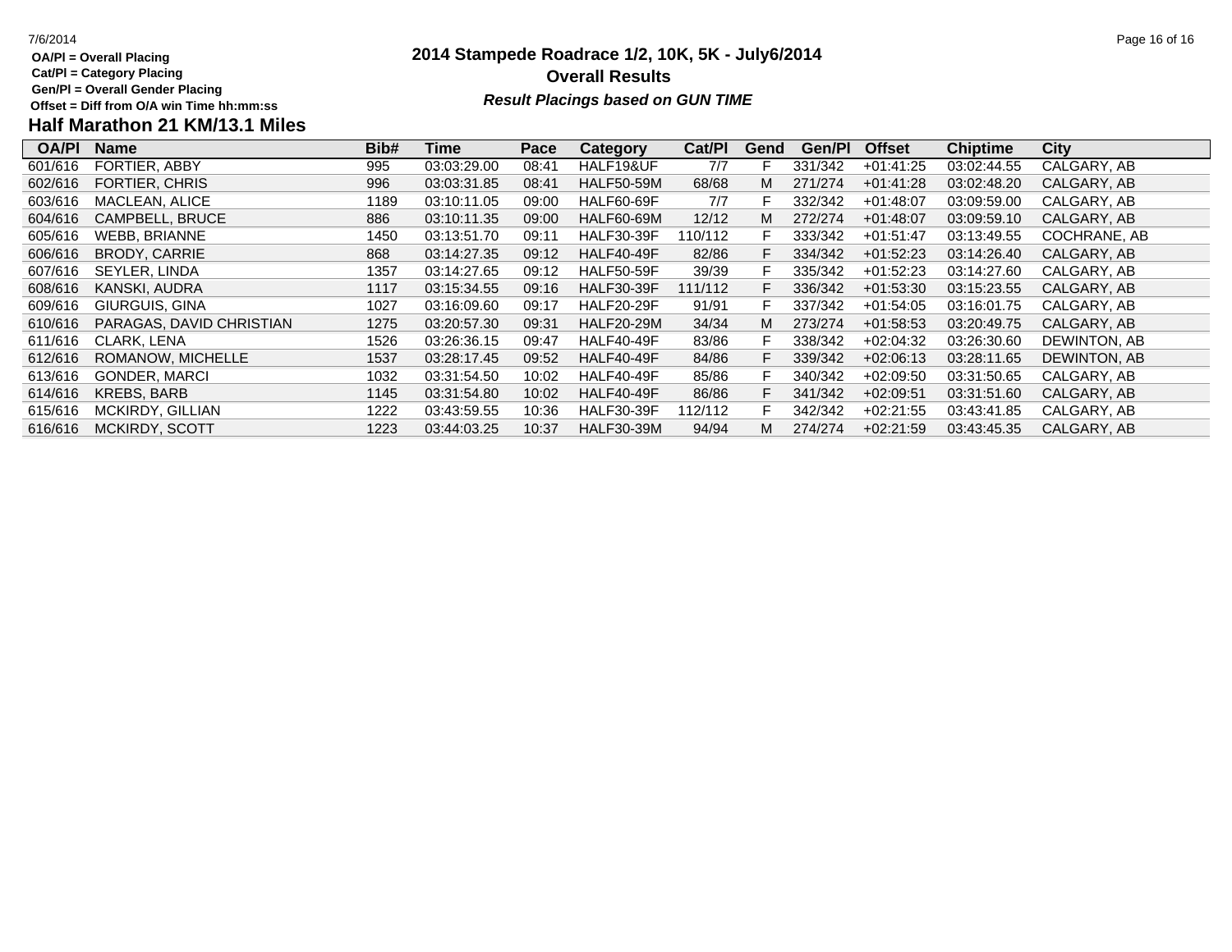OA/Pl = Overall Placing
Cat/Pl = Category Placing
Gen/Pl = Overall Gender Placing
Offset = Diff from O/A win Time hh:mm:ss

# 2014 Stampede Roadrace 1/2, 10K, 5K - July6/2014

## Overall Results

***Result Placings based on GUN TIME***

## Half Marathon 21 KM/13.1 Miles

| OA/Pl | Name | Bib# | Time | Pace | Category | Cat/Pl | Gend | Gen/Pl | Offset | Chiptime | City |
|---|---|---|---|---|---|---|---|---|---|---|---|
| 601/616 | FORTIER, ABBY | 995 | 03:03:29.00 | 08:41 | HALF19&UF | 7/7 | F | 331/342 | +01:41:25 | 03:02:44.55 | CALGARY, AB |
| 602/616 | FORTIER, CHRIS | 996 | 03:03:31.85 | 08:41 | HALF50-59M | 68/68 | M | 271/274 | +01:41:28 | 03:02:48.20 | CALGARY, AB |
| 603/616 | MACLEAN, ALICE | 1189 | 03:10:11.05 | 09:00 | HALF60-69F | 7/7 | F | 332/342 | +01:48:07 | 03:09:59.00 | CALGARY, AB |
| 604/616 | CAMPBELL, BRUCE | 886 | 03:10:11.35 | 09:00 | HALF60-69M | 12/12 | M | 272/274 | +01:48:07 | 03:09:59.10 | CALGARY, AB |
| 605/616 | WEBB, BRIANNE | 1450 | 03:13:51.70 | 09:11 | HALF30-39F | 110/112 | F | 333/342 | +01:51:47 | 03:13:49.55 | COCHRANE, AB |
| 606/616 | BRODY, CARRIE | 868 | 03:14:27.35 | 09:12 | HALF40-49F | 82/86 | F | 334/342 | +01:52:23 | 03:14:26.40 | CALGARY, AB |
| 607/616 | SEYLER, LINDA | 1357 | 03:14:27.65 | 09:12 | HALF50-59F | 39/39 | F | 335/342 | +01:52:23 | 03:14:27.60 | CALGARY, AB |
| 608/616 | KANSKI, AUDRA | 1117 | 03:15:34.55 | 09:16 | HALF30-39F | 111/112 | F | 336/342 | +01:53:30 | 03:15:23.55 | CALGARY, AB |
| 609/616 | GIURGUIS, GINA | 1027 | 03:16:09.60 | 09:17 | HALF20-29F | 91/91 | F | 337/342 | +01:54:05 | 03:16:01.75 | CALGARY, AB |
| 610/616 | PARAGAS, DAVID CHRISTIAN | 1275 | 03:20:57.30 | 09:31 | HALF20-29M | 34/34 | M | 273/274 | +01:58:53 | 03:20:49.75 | CALGARY, AB |
| 611/616 | CLARK, LENA | 1526 | 03:26:36.15 | 09:47 | HALF40-49F | 83/86 | F | 338/342 | +02:04:32 | 03:26:30.60 | DEWINTON, AB |
| 612/616 | ROMANOW, MICHELLE | 1537 | 03:28:17.45 | 09:52 | HALF40-49F | 84/86 | F | 339/342 | +02:06:13 | 03:28:11.65 | DEWINTON, AB |
| 613/616 | GONDER, MARCI | 1032 | 03:31:54.50 | 10:02 | HALF40-49F | 85/86 | F | 340/342 | +02:09:50 | 03:31:50.65 | CALGARY, AB |
| 614/616 | KREBS, BARB | 1145 | 03:31:54.80 | 10:02 | HALF40-49F | 86/86 | F | 341/342 | +02:09:51 | 03:31:51.60 | CALGARY, AB |
| 615/616 | MCKIRDY, GILLIAN | 1222 | 03:43:59.55 | 10:36 | HALF30-39F | 112/112 | F | 342/342 | +02:21:55 | 03:43:41.85 | CALGARY, AB |
| 616/616 | MCKIRDY, SCOTT | 1223 | 03:44:03.25 | 10:37 | HALF30-39M | 94/94 | M | 274/274 | +02:21:59 | 03:43:45.35 | CALGARY, AB |